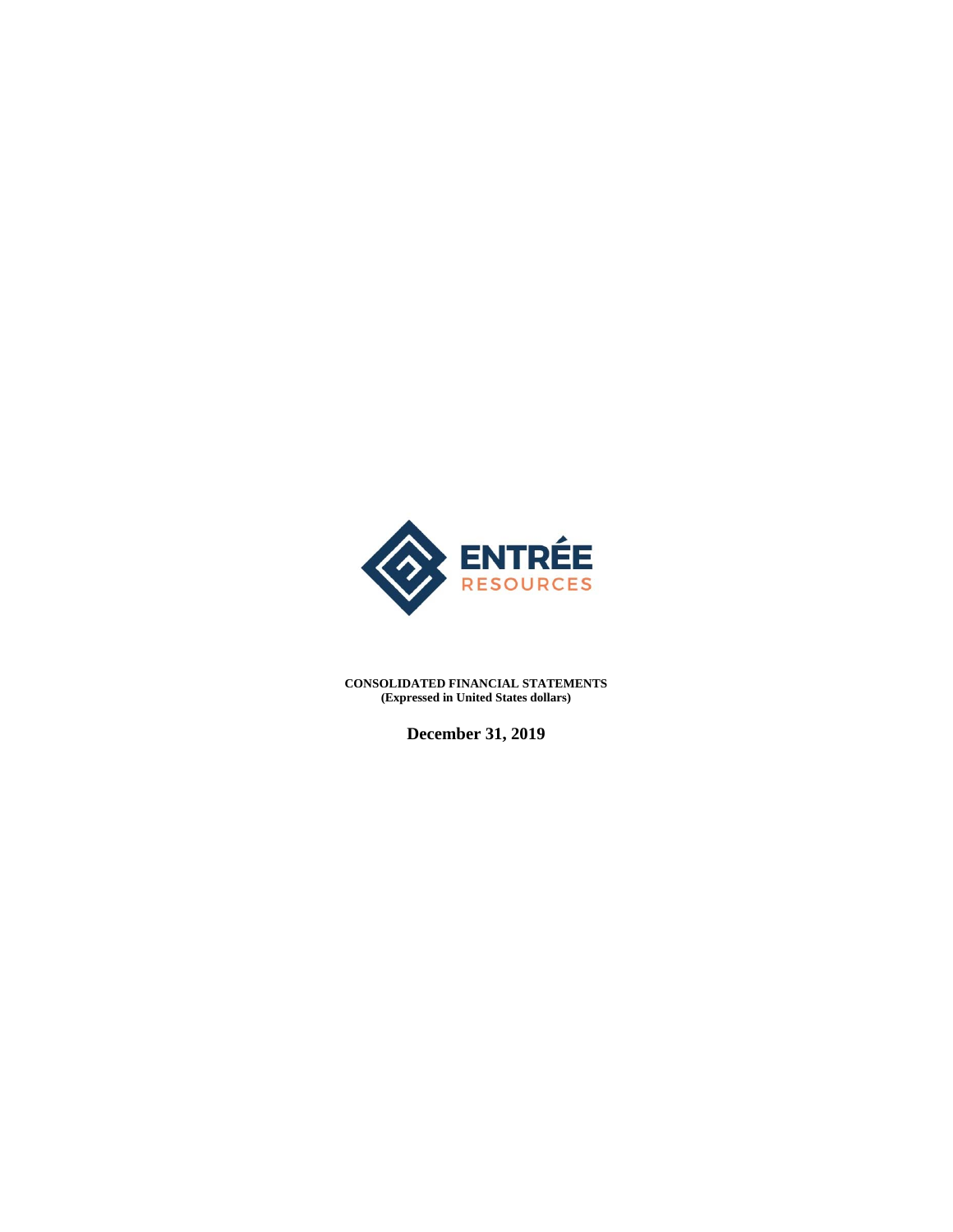ENTRÉE
RESOURCES

**CONSOLIDATED FINANCIAL STATEMENTS**
**(Expressed in United States dollars)**

**December 31, 2019**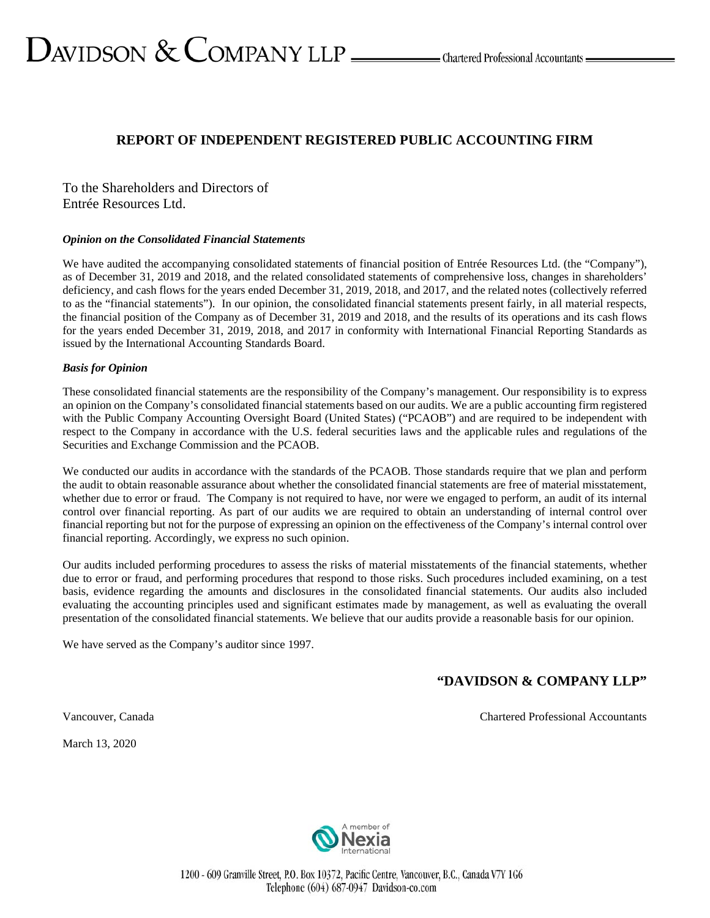DAVIDSON & COMPANY LLP — Chartered Professional Accountants

## REPORT OF INDEPENDENT REGISTERED PUBLIC ACCOUNTING FIRM

To the Shareholders and Directors of
Entrée Resources Ltd.

***Opinion on the Consolidated Financial Statements***

We have audited the accompanying consolidated statements of financial position of Entrée Resources Ltd. (the "Company"), as of December 31, 2019 and 2018, and the related consolidated statements of comprehensive loss, changes in shareholders' deficiency, and cash flows for the years ended December 31, 2019, 2018, and 2017, and the related notes (collectively referred to as the "financial statements"). In our opinion, the consolidated financial statements present fairly, in all material respects, the financial position of the Company as of December 31, 2019 and 2018, and the results of its operations and its cash flows for the years ended December 31, 2019, 2018, and 2017 in conformity with International Financial Reporting Standards as issued by the International Accounting Standards Board.

***Basis for Opinion***

These consolidated financial statements are the responsibility of the Company's management. Our responsibility is to express an opinion on the Company's consolidated financial statements based on our audits. We are a public accounting firm registered with the Public Company Accounting Oversight Board (United States) ("PCAOB") and are required to be independent with respect to the Company in accordance with the U.S. federal securities laws and the applicable rules and regulations of the Securities and Exchange Commission and the PCAOB.

We conducted our audits in accordance with the standards of the PCAOB. Those standards require that we plan and perform the audit to obtain reasonable assurance about whether the consolidated financial statements are free of material misstatement, whether due to error or fraud. The Company is not required to have, nor were we engaged to perform, an audit of its internal control over financial reporting. As part of our audits we are required to obtain an understanding of internal control over financial reporting but not for the purpose of expressing an opinion on the effectiveness of the Company's internal control over financial reporting. Accordingly, we express no such opinion.

Our audits included performing procedures to assess the risks of material misstatements of the financial statements, whether due to error or fraud, and performing procedures that respond to those risks. Such procedures included examining, on a test basis, evidence regarding the amounts and disclosures in the consolidated financial statements. Our audits also included evaluating the accounting principles used and significant estimates made by management, as well as evaluating the overall presentation of the consolidated financial statements. We believe that our audits provide a reasonable basis for our opinion.

We have served as the Company's auditor since 1997.

**"DAVIDSON & COMPANY LLP"**

Vancouver, Canada

Chartered Professional Accountants

March 13, 2020

A member of Nexia International

1200 - 609 Granville Street, P.O. Box 10372, Pacific Centre, Vancouver, B.C., Canada V7Y 1G6
Telephone (604) 687-0947 Davidson-co.com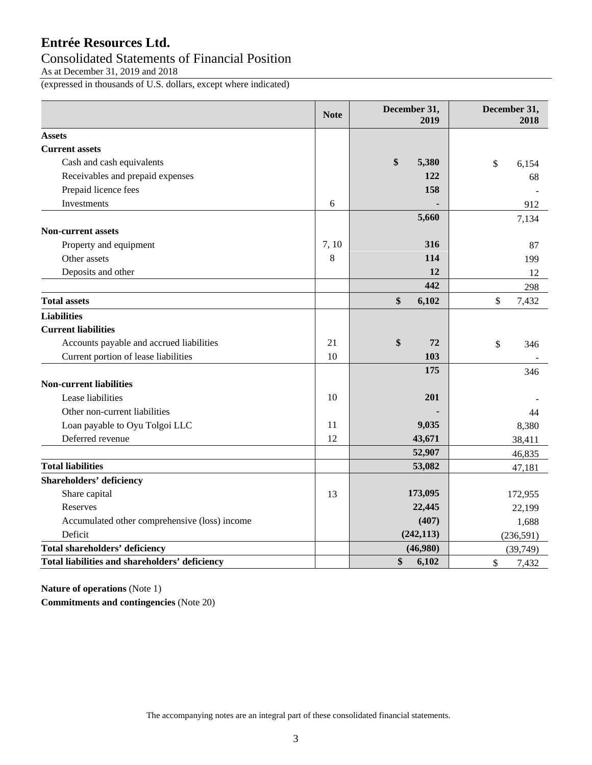# Entrée Resources Ltd.

## Consolidated Statements of Financial Position

As at December 31, 2019 and 2018

(expressed in thousands of U.S. dollars, except where indicated)

| | Note | December 31, 2019 | December 31, 2018 |
|---|---|---|---|
| **Assets** | | | |
| **Current assets** | | | |
| Cash and cash equivalents | | **$ 5,380** | $ 6,154 |
| Receivables and prepaid expenses | | **122** | 68 |
| Prepaid licence fees | | **158** | - |
| Investments | 6 | **-** | 912 |
| | | **5,660** | 7,134 |
| **Non-current assets** | | | |
| Property and equipment | 7, 10 | **316** | 87 |
| Other assets | 8 | **114** | 199 |
| Deposits and other | | **12** | 12 |
| | | **442** | 298 |
| **Total assets** | | **$ 6,102** | $ 7,432 |
| **Liabilities** | | | |
| **Current liabilities** | | | |
| Accounts payable and accrued liabilities | 21 | **$ 72** | $ 346 |
| Current portion of lease liabilities | 10 | **103** | - |
| | | **175** | 346 |
| **Non-current liabilities** | | | |
| Lease liabilities | 10 | **201** | - |
| Other non-current liabilities | | **-** | 44 |
| Loan payable to Oyu Tolgoi LLC | 11 | **9,035** | 8,380 |
| Deferred revenue | 12 | **43,671** | 38,411 |
| | | **52,907** | 46,835 |
| **Total liabilities** | | **53,082** | 47,181 |
| **Shareholders' deficiency** | | | |
| Share capital | 13 | **173,095** | 172,955 |
| Reserves | | **22,445** | 22,199 |
| Accumulated other comprehensive (loss) income | | **(407)** | 1,688 |
| Deficit | | **(242,113)** | (236,591) |
| **Total shareholders' deficiency** | | **(46,980)** | (39,749) |
| **Total liabilities and shareholders' deficiency** | | **$ 6,102** | $ 7,432 |

**Nature of operations** (Note 1)

**Commitments and contingencies** (Note 20)

The accompanying notes are an integral part of these consolidated financial statements.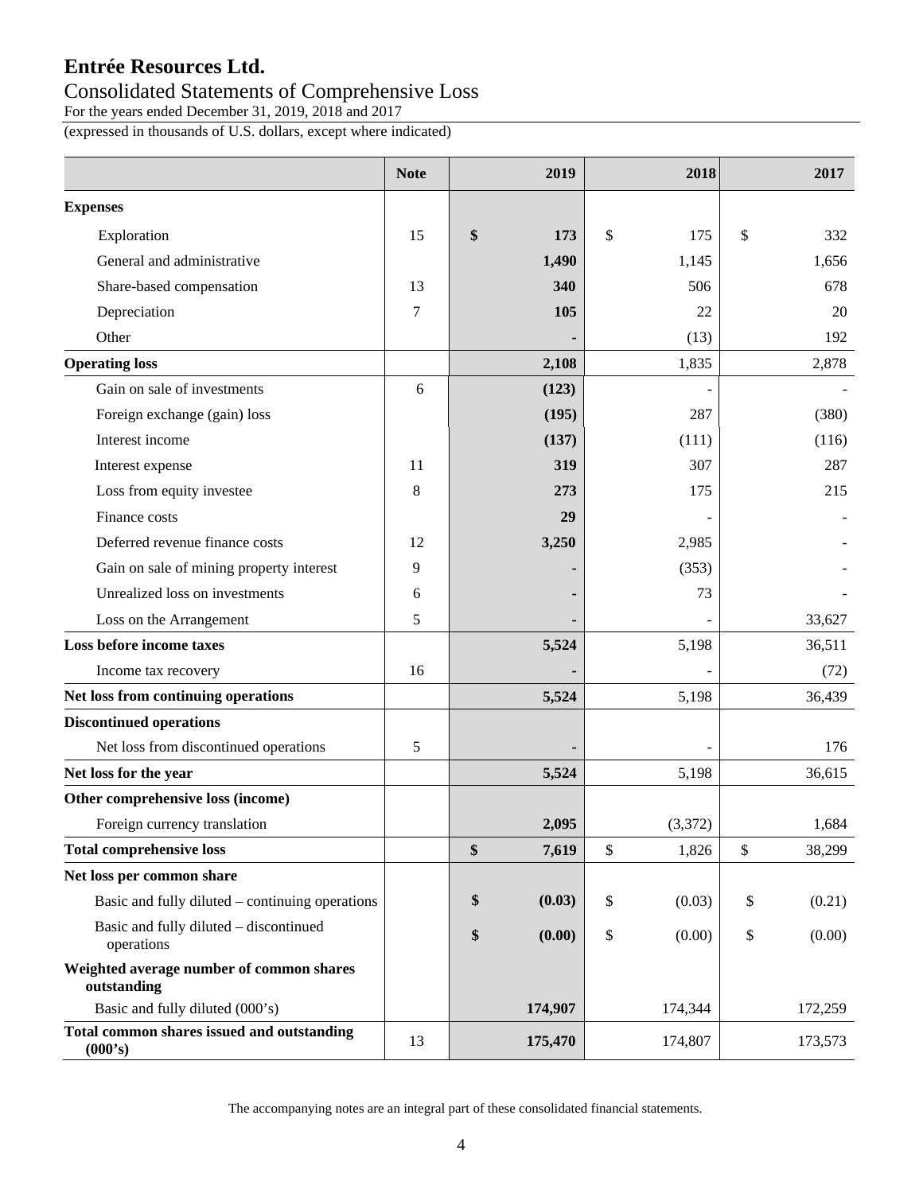# Entrée Resources Ltd.

## Consolidated Statements of Comprehensive Loss

For the years ended December 31, 2019, 2018 and 2017

(expressed in thousands of U.S. dollars, except where indicated)

| | Note | 2019 | 2018 | 2017 |
|---|---|---|---|---|
| **Expenses** | | | | |
| Exploration | 15 | **$ 173** | $ 175 | $ 332 |
| General and administrative | | **1,490** | 1,145 | 1,656 |
| Share-based compensation | 13 | **340** | 506 | 678 |
| Depreciation | 7 | **105** | 22 | 20 |
| Other | | **-** | (13) | 192 |
| **Operating loss** | | **2,108** | 1,835 | 2,878 |
| Gain on sale of investments | 6 | **(123)** | - | - |
| Foreign exchange (gain) loss | | **(195)** | 287 | (380) |
| Interest income | | **(137)** | (111) | (116) |
| Interest expense | 11 | **319** | 307 | 287 |
| Loss from equity investee | 8 | **273** | 175 | 215 |
| Finance costs | | **29** | - | - |
| Deferred revenue finance costs | 12 | **3,250** | 2,985 | - |
| Gain on sale of mining property interest | 9 | **-** | (353) | - |
| Unrealized loss on investments | 6 | **-** | 73 | - |
| Loss on the Arrangement | 5 | **-** | - | 33,627 |
| **Loss before income taxes** | | **5,524** | 5,198 | 36,511 |
| Income tax recovery | 16 | **-** | - | (72) |
| **Net loss from continuing operations** | | **5,524** | 5,198 | 36,439 |
| **Discontinued operations** | | | | |
| Net loss from discontinued operations | 5 | **-** | - | 176 |
| **Net loss for the year** | | **5,524** | 5,198 | 36,615 |
| **Other comprehensive loss (income)** | | | | |
| Foreign currency translation | | **2,095** | (3,372) | 1,684 |
| **Total comprehensive loss** | | **$ 7,619** | $ 1,826 | $ 38,299 |
| **Net loss per common share** | | | | |
| Basic and fully diluted – continuing operations | | **$ (0.03)** | $ (0.03) | $ (0.21) |
| Basic and fully diluted – discontinued operations | | **$ (0.00)** | $ (0.00) | $ (0.00) |
| **Weighted average number of common shares outstanding** | | | | |
| Basic and fully diluted (000's) | | **174,907** | 174,344 | 172,259 |
| **Total common shares issued and outstanding (000's)** | 13 | **175,470** | 174,807 | 173,573 |

The accompanying notes are an integral part of these consolidated financial statements.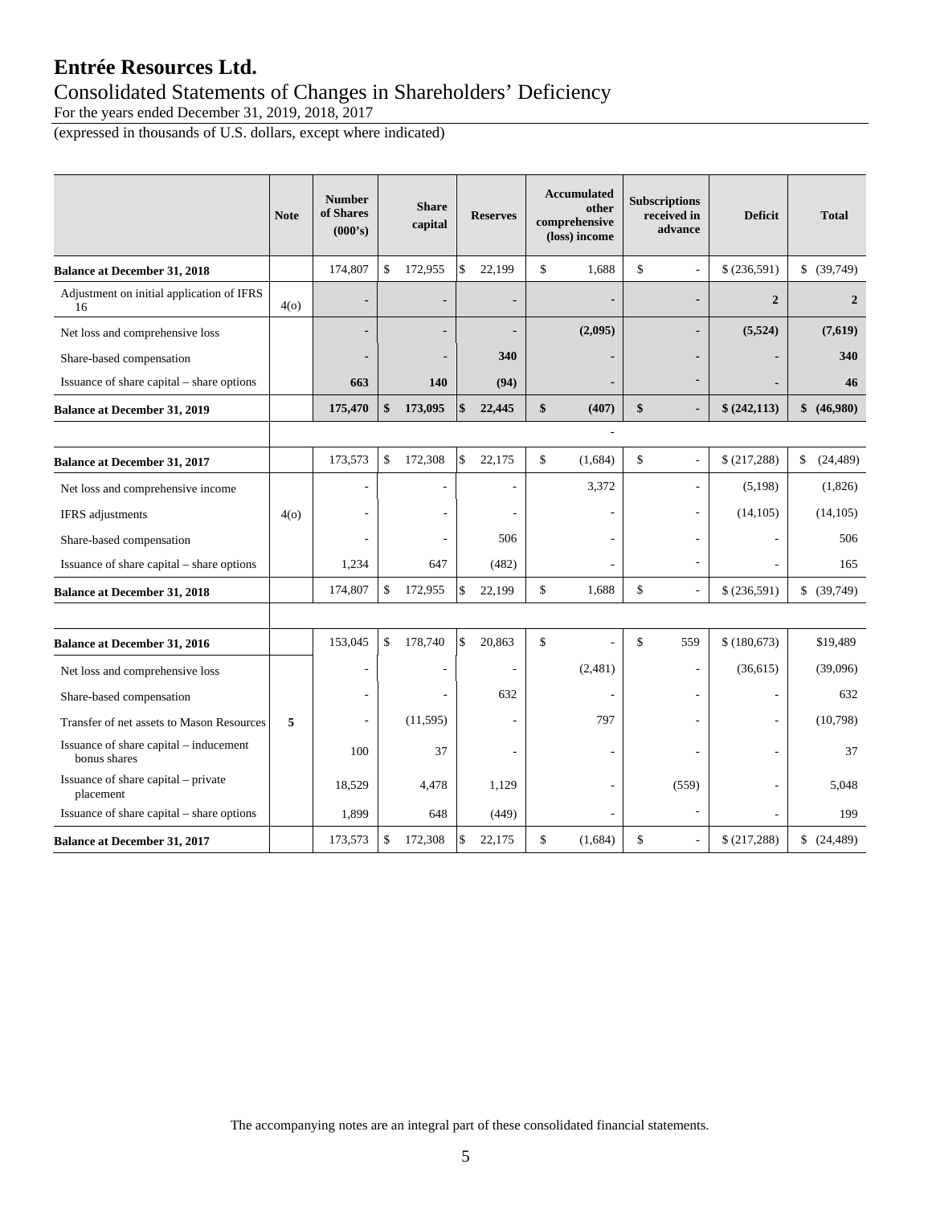# Entrée Resources Ltd.

## Consolidated Statements of Changes in Shareholders' Deficiency

For the years ended December 31, 2019, 2018, 2017

(expressed in thousands of U.S. dollars, except where indicated)

| | Note | Number of Shares (000's) | Share capital | Reserves | Accumulated other comprehensive (loss) income | Subscriptions received in advance | Deficit | Total |
|---|---|---|---|---|---|---|---|---|
| **Balance at December 31, 2018** | | 174,807 | $ 172,955 | $ 22,199 | $ 1,688 | $ - | $ (236,591) | $ (39,749) |
| Adjustment on initial application of IFRS 16 | 4(o) | - | - | - | - | - | **2** | **2** |
| Net loss and comprehensive loss | | - | - | - | **(2,095)** | - | **(5,524)** | **(7,619)** |
| Share-based compensation | | - | - | **340** | - | - | - | **340** |
| Issuance of share capital – share options | | **663** | **140** | **(94)** | - | - | - | **46** |
| **Balance at December 31, 2019** | | **175,470** | **$ 173,095** | **$ 22,445** | **$ (407)** | **$ -** | **$ (242,113)** | **$ (46,980)** |
| | | | | | - | | | |
| **Balance at December 31, 2017** | | 173,573 | $ 172,308 | $ 22,175 | $ (1,684) | $ - | $ (217,288) | $ (24,489) |
| Net loss and comprehensive income | | - | - | - | 3,372 | - | (5,198) | (1,826) |
| IFRS adjustments | 4(o) | - | - | - | - | - | (14,105) | (14,105) |
| Share-based compensation | | - | - | 506 | - | - | - | 506 |
| Issuance of share capital – share options | | 1,234 | 647 | (482) | - | - | - | 165 |
| **Balance at December 31, 2018** | | 174,807 | $ 172,955 | $ 22,199 | $ 1,688 | $ - | $ (236,591) | $ (39,749) |
| | | | | | | | | |
| **Balance at December 31, 2016** | | 153,045 | $ 178,740 | $ 20,863 | $ - | $ 559 | $ (180,673) | $19,489 |
| Net loss and comprehensive loss | | - | - | - | (2,481) | - | (36,615) | (39,096) |
| Share-based compensation | | - | - | 632 | - | - | - | 632 |
| Transfer of net assets to Mason Resources | **5** | - | (11,595) | - | 797 | - | - | (10,798) |
| Issuance of share capital – inducement bonus shares | | 100 | 37 | - | - | - | - | 37 |
| Issuance of share capital – private placement | | 18,529 | 4,478 | 1,129 | - | (559) | - | 5,048 |
| Issuance of share capital – share options | | 1,899 | 648 | (449) | - | - | - | 199 |
| **Balance at December 31, 2017** | | 173,573 | $ 172,308 | $ 22,175 | $ (1,684) | $ - | $ (217,288) | $ (24,489) |

The accompanying notes are an integral part of these consolidated financial statements.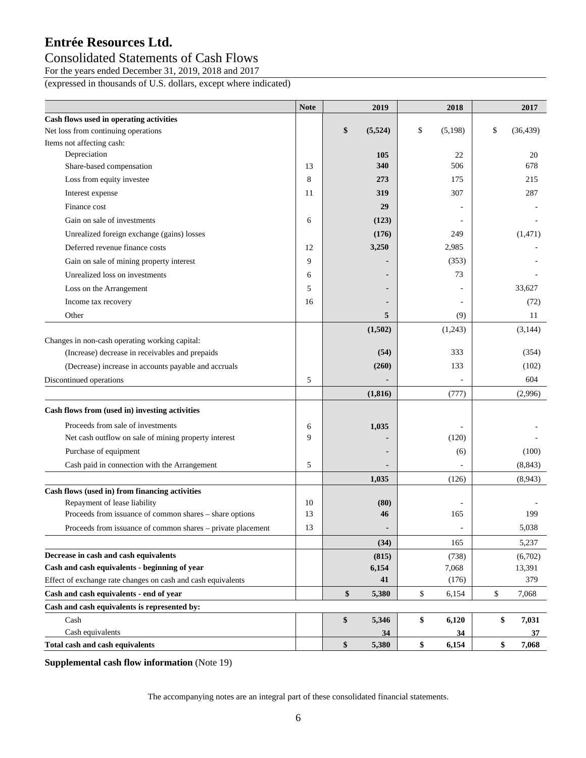# Entrée Resources Ltd.

## Consolidated Statements of Cash Flows

For the years ended December 31, 2019, 2018 and 2017

(expressed in thousands of U.S. dollars, except where indicated)

| | Note | 2019 | 2018 | 2017 |
|---|---|---|---|---|
| **Cash flows used in operating activities** | | | | |
| Net loss from continuing operations | | **$ (5,524)** | $ (5,198) | $ (36,439) |
| Items not affecting cash: | | | | |
| Depreciation | | **105** | 22 | 20 |
| Share-based compensation | 13 | **340** | 506 | 678 |
| Loss from equity investee | 8 | **273** | 175 | 215 |
| Interest expense | 11 | **319** | 307 | 287 |
| Finance cost | | **29** | - | - |
| Gain on sale of investments | 6 | **(123)** | - | - |
| Unrealized foreign exchange (gains) losses | | **(176)** | 249 | (1,471) |
| Deferred revenue finance costs | 12 | **3,250** | 2,985 | - |
| Gain on sale of mining property interest | 9 | **-** | (353) | - |
| Unrealized loss on investments | 6 | **-** | 73 | - |
| Loss on the Arrangement | 5 | **-** | - | 33,627 |
| Income tax recovery | 16 | **-** | - | (72) |
| Other | | **5** | (9) | 11 |
| | | **(1,502)** | (1,243) | (3,144) |
| Changes in non-cash operating working capital: | | | | |
| (Increase) decrease in receivables and prepaids | | **(54)** | 333 | (354) |
| (Decrease) increase in accounts payable and accruals | | **(260)** | 133 | (102) |
| Discontinued operations | 5 | **-** | - | 604 |
| | | **(1,816)** | (777) | (2,996) |
| **Cash flows from (used in) investing activities** | | | | |
| Proceeds from sale of investments | 6 | **1,035** | - | - |
| Net cash outflow on sale of mining property interest | 9 | **-** | (120) | - |
| Purchase of equipment | | **-** | (6) | (100) |
| Cash paid in connection with the Arrangement | 5 | **-** | - | (8,843) |
| | | **1,035** | (126) | (8,943) |
| **Cash flows (used in) from financing activities** | | | | |
| Repayment of lease liability | 10 | **(80)** | - | - |
| Proceeds from issuance of common shares – share options | 13 | **46** | 165 | 199 |
| Proceeds from issuance of common shares – private placement | 13 | **-** | - | 5,038 |
| | | **(34)** | 165 | 5,237 |
| **Decrease in cash and cash equivalents** | | **(815)** | (738) | (6,702) |
| **Cash and cash equivalents - beginning of year** | | **6,154** | 7,068 | 13,391 |
| Effect of exchange rate changes on cash and cash equivalents | | **41** | (176) | 379 |
| **Cash and cash equivalents - end of year** | | **$ 5,380** | $ 6,154 | $ 7,068 |
| **Cash and cash equivalents is represented by:** | | | | |
| Cash | | **$ 5,346** | **$ 6,120** | **$ 7,031** |
| Cash equivalents | | **34** | **34** | **37** |
| **Total cash and cash equivalents** | | **$ 5,380** | **$ 6,154** | **$ 7,068** |

**Supplemental cash flow information** (Note 19)

The accompanying notes are an integral part of these consolidated financial statements.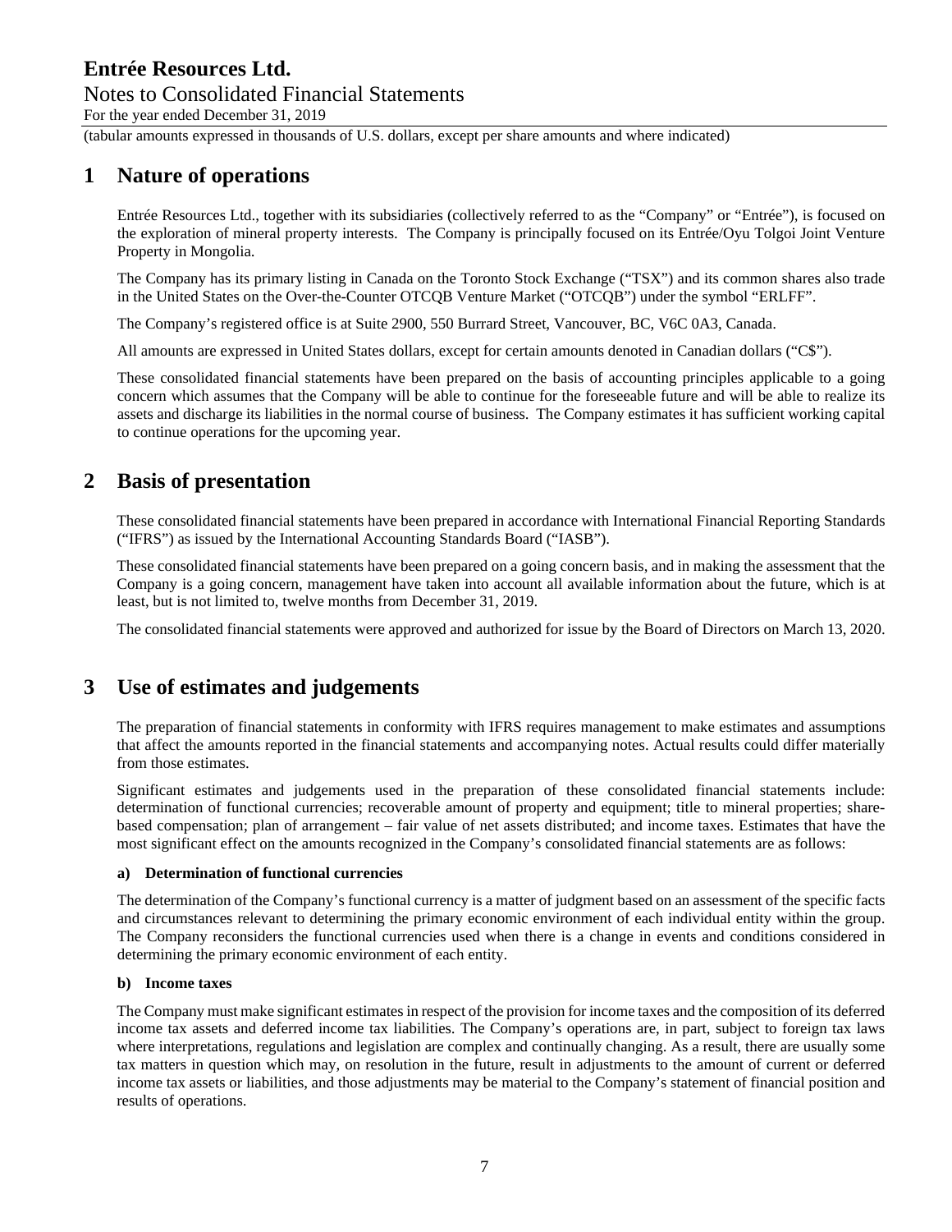# 1 Nature of operations

Entrée Resources Ltd., together with its subsidiaries (collectively referred to as the "Company" or "Entrée"), is focused on the exploration of mineral property interests. The Company is principally focused on its Entrée/Oyu Tolgoi Joint Venture Property in Mongolia.

The Company has its primary listing in Canada on the Toronto Stock Exchange ("TSX") and its common shares also trade in the United States on the Over-the-Counter OTCQB Venture Market ("OTCQB") under the symbol "ERLFF".

The Company's registered office is at Suite 2900, 550 Burrard Street, Vancouver, BC, V6C 0A3, Canada.

All amounts are expressed in United States dollars, except for certain amounts denoted in Canadian dollars ("C$").

These consolidated financial statements have been prepared on the basis of accounting principles applicable to a going concern which assumes that the Company will be able to continue for the foreseeable future and will be able to realize its assets and discharge its liabilities in the normal course of business. The Company estimates it has sufficient working capital to continue operations for the upcoming year.

# 2 Basis of presentation

These consolidated financial statements have been prepared in accordance with International Financial Reporting Standards ("IFRS") as issued by the International Accounting Standards Board ("IASB").

These consolidated financial statements have been prepared on a going concern basis, and in making the assessment that the Company is a going concern, management have taken into account all available information about the future, which is at least, but is not limited to, twelve months from December 31, 2019.

The consolidated financial statements were approved and authorized for issue by the Board of Directors on March 13, 2020.

# 3 Use of estimates and judgements

The preparation of financial statements in conformity with IFRS requires management to make estimates and assumptions that affect the amounts reported in the financial statements and accompanying notes. Actual results could differ materially from those estimates.

Significant estimates and judgements used in the preparation of these consolidated financial statements include: determination of functional currencies; recoverable amount of property and equipment; title to mineral properties; share-based compensation; plan of arrangement – fair value of net assets distributed; and income taxes. Estimates that have the most significant effect on the amounts recognized in the Company's consolidated financial statements are as follows:

**a) Determination of functional currencies**

The determination of the Company's functional currency is a matter of judgment based on an assessment of the specific facts and circumstances relevant to determining the primary economic environment of each individual entity within the group. The Company reconsiders the functional currencies used when there is a change in events and conditions considered in determining the primary economic environment of each entity.

**b) Income taxes**

The Company must make significant estimates in respect of the provision for income taxes and the composition of its deferred income tax assets and deferred income tax liabilities. The Company's operations are, in part, subject to foreign tax laws where interpretations, regulations and legislation are complex and continually changing. As a result, there are usually some tax matters in question which may, on resolution in the future, result in adjustments to the amount of current or deferred income tax assets or liabilities, and those adjustments may be material to the Company's statement of financial position and results of operations.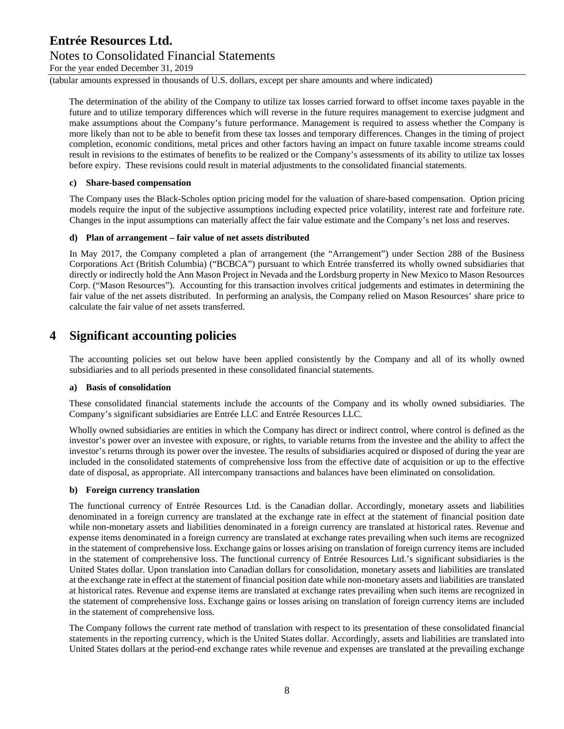The determination of the ability of the Company to utilize tax losses carried forward to offset income taxes payable in the future and to utilize temporary differences which will reverse in the future requires management to exercise judgment and make assumptions about the Company's future performance. Management is required to assess whether the Company is more likely than not to be able to benefit from these tax losses and temporary differences. Changes in the timing of project completion, economic conditions, metal prices and other factors having an impact on future taxable income streams could result in revisions to the estimates of benefits to be realized or the Company's assessments of its ability to utilize tax losses before expiry. These revisions could result in material adjustments to the consolidated financial statements.

**c) Share-based compensation**

The Company uses the Black-Scholes option pricing model for the valuation of share-based compensation. Option pricing models require the input of the subjective assumptions including expected price volatility, interest rate and forfeiture rate. Changes in the input assumptions can materially affect the fair value estimate and the Company's net loss and reserves.

**d) Plan of arrangement – fair value of net assets distributed**

In May 2017, the Company completed a plan of arrangement (the "Arrangement") under Section 288 of the Business Corporations Act (British Columbia) ("BCBCA") pursuant to which Entrée transferred its wholly owned subsidiaries that directly or indirectly hold the Ann Mason Project in Nevada and the Lordsburg property in New Mexico to Mason Resources Corp. ("Mason Resources"). Accounting for this transaction involves critical judgements and estimates in determining the fair value of the net assets distributed. In performing an analysis, the Company relied on Mason Resources' share price to calculate the fair value of net assets transferred.

# 4 Significant accounting policies

The accounting policies set out below have been applied consistently by the Company and all of its wholly owned subsidiaries and to all periods presented in these consolidated financial statements.

**a) Basis of consolidation**

These consolidated financial statements include the accounts of the Company and its wholly owned subsidiaries. The Company's significant subsidiaries are Entrée LLC and Entrée Resources LLC.

Wholly owned subsidiaries are entities in which the Company has direct or indirect control, where control is defined as the investor's power over an investee with exposure, or rights, to variable returns from the investee and the ability to affect the investor's returns through its power over the investee. The results of subsidiaries acquired or disposed of during the year are included in the consolidated statements of comprehensive loss from the effective date of acquisition or up to the effective date of disposal, as appropriate. All intercompany transactions and balances have been eliminated on consolidation.

**b) Foreign currency translation**

The functional currency of Entrée Resources Ltd. is the Canadian dollar. Accordingly, monetary assets and liabilities denominated in a foreign currency are translated at the exchange rate in effect at the statement of financial position date while non-monetary assets and liabilities denominated in a foreign currency are translated at historical rates. Revenue and expense items denominated in a foreign currency are translated at exchange rates prevailing when such items are recognized in the statement of comprehensive loss. Exchange gains or losses arising on translation of foreign currency items are included in the statement of comprehensive loss. The functional currency of Entrée Resources Ltd.'s significant subsidiaries is the United States dollar. Upon translation into Canadian dollars for consolidation, monetary assets and liabilities are translated at the exchange rate in effect at the statement of financial position date while non-monetary assets and liabilities are translated at historical rates. Revenue and expense items are translated at exchange rates prevailing when such items are recognized in the statement of comprehensive loss. Exchange gains or losses arising on translation of foreign currency items are included in the statement of comprehensive loss.

The Company follows the current rate method of translation with respect to its presentation of these consolidated financial statements in the reporting currency, which is the United States dollar. Accordingly, assets and liabilities are translated into United States dollars at the period-end exchange rates while revenue and expenses are translated at the prevailing exchange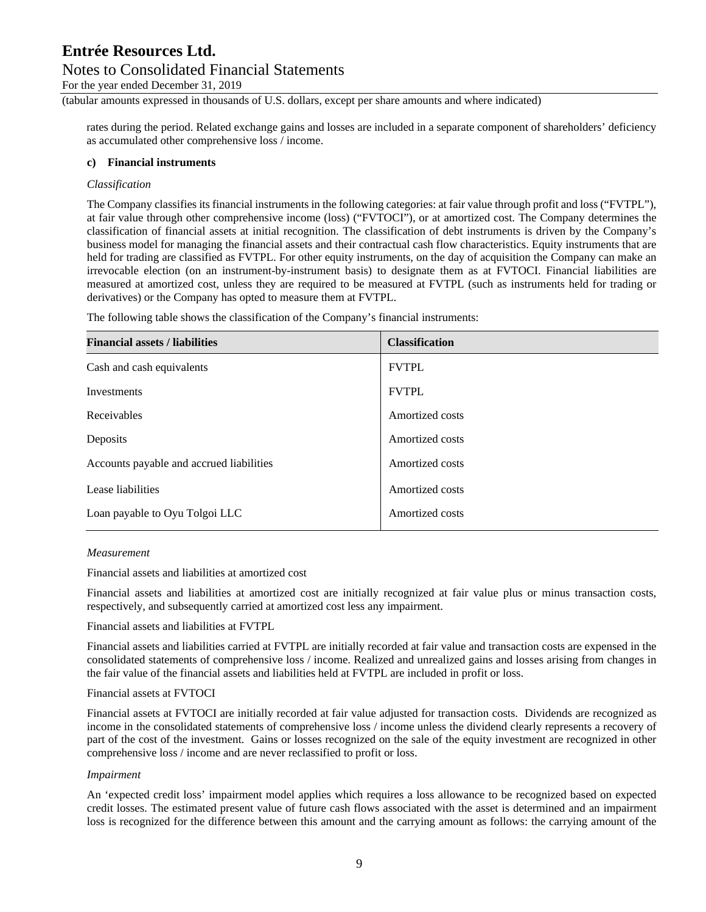rates during the period. Related exchange gains and losses are included in a separate component of shareholders' deficiency as accumulated other comprehensive loss / income.

**c) Financial instruments**

*Classification*

The Company classifies its financial instruments in the following categories: at fair value through profit and loss ("FVTPL"), at fair value through other comprehensive income (loss) ("FVTOCI"), or at amortized cost. The Company determines the classification of financial assets at initial recognition. The classification of debt instruments is driven by the Company's business model for managing the financial assets and their contractual cash flow characteristics. Equity instruments that are held for trading are classified as FVTPL. For other equity instruments, on the day of acquisition the Company can make an irrevocable election (on an instrument-by-instrument basis) to designate them as at FVTOCI. Financial liabilities are measured at amortized cost, unless they are required to be measured at FVTPL (such as instruments held for trading or derivatives) or the Company has opted to measure them at FVTPL.

The following table shows the classification of the Company's financial instruments:

| Financial assets / liabilities | Classification |
|---|---|
| Cash and cash equivalents | FVTPL |
| Investments | FVTPL |
| Receivables | Amortized costs |
| Deposits | Amortized costs |
| Accounts payable and accrued liabilities | Amortized costs |
| Lease liabilities | Amortized costs |
| Loan payable to Oyu Tolgoi LLC | Amortized costs |

*Measurement*

Financial assets and liabilities at amortized cost

Financial assets and liabilities at amortized cost are initially recognized at fair value plus or minus transaction costs, respectively, and subsequently carried at amortized cost less any impairment.

Financial assets and liabilities at FVTPL

Financial assets and liabilities carried at FVTPL are initially recorded at fair value and transaction costs are expensed in the consolidated statements of comprehensive loss / income. Realized and unrealized gains and losses arising from changes in the fair value of the financial assets and liabilities held at FVTPL are included in profit or loss.

Financial assets at FVTOCI

Financial assets at FVTOCI are initially recorded at fair value adjusted for transaction costs. Dividends are recognized as income in the consolidated statements of comprehensive loss / income unless the dividend clearly represents a recovery of part of the cost of the investment. Gains or losses recognized on the sale of the equity investment are recognized in other comprehensive loss / income and are never reclassified to profit or loss.

*Impairment*

An 'expected credit loss' impairment model applies which requires a loss allowance to be recognized based on expected credit losses. The estimated present value of future cash flows associated with the asset is determined and an impairment loss is recognized for the difference between this amount and the carrying amount as follows: the carrying amount of the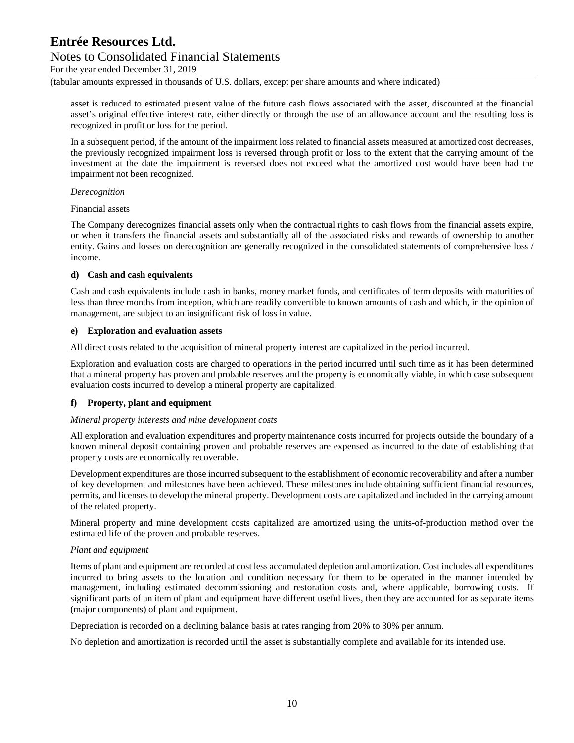asset is reduced to estimated present value of the future cash flows associated with the asset, discounted at the financial asset's original effective interest rate, either directly or through the use of an allowance account and the resulting loss is recognized in profit or loss for the period.

In a subsequent period, if the amount of the impairment loss related to financial assets measured at amortized cost decreases, the previously recognized impairment loss is reversed through profit or loss to the extent that the carrying amount of the investment at the date the impairment is reversed does not exceed what the amortized cost would have been had the impairment not been recognized.

*Derecognition*

Financial assets

The Company derecognizes financial assets only when the contractual rights to cash flows from the financial assets expire, or when it transfers the financial assets and substantially all of the associated risks and rewards of ownership to another entity. Gains and losses on derecognition are generally recognized in the consolidated statements of comprehensive loss / income.

**d) Cash and cash equivalents**

Cash and cash equivalents include cash in banks, money market funds, and certificates of term deposits with maturities of less than three months from inception, which are readily convertible to known amounts of cash and which, in the opinion of management, are subject to an insignificant risk of loss in value.

**e) Exploration and evaluation assets**

All direct costs related to the acquisition of mineral property interest are capitalized in the period incurred.

Exploration and evaluation costs are charged to operations in the period incurred until such time as it has been determined that a mineral property has proven and probable reserves and the property is economically viable, in which case subsequent evaluation costs incurred to develop a mineral property are capitalized.

**f) Property, plant and equipment**

*Mineral property interests and mine development costs*

All exploration and evaluation expenditures and property maintenance costs incurred for projects outside the boundary of a known mineral deposit containing proven and probable reserves are expensed as incurred to the date of establishing that property costs are economically recoverable.

Development expenditures are those incurred subsequent to the establishment of economic recoverability and after a number of key development and milestones have been achieved. These milestones include obtaining sufficient financial resources, permits, and licenses to develop the mineral property. Development costs are capitalized and included in the carrying amount of the related property.

Mineral property and mine development costs capitalized are amortized using the units-of-production method over the estimated life of the proven and probable reserves.

*Plant and equipment*

Items of plant and equipment are recorded at cost less accumulated depletion and amortization. Cost includes all expenditures incurred to bring assets to the location and condition necessary for them to be operated in the manner intended by management, including estimated decommissioning and restoration costs and, where applicable, borrowing costs. If significant parts of an item of plant and equipment have different useful lives, then they are accounted for as separate items (major components) of plant and equipment.

Depreciation is recorded on a declining balance basis at rates ranging from 20% to 30% per annum.

No depletion and amortization is recorded until the asset is substantially complete and available for its intended use.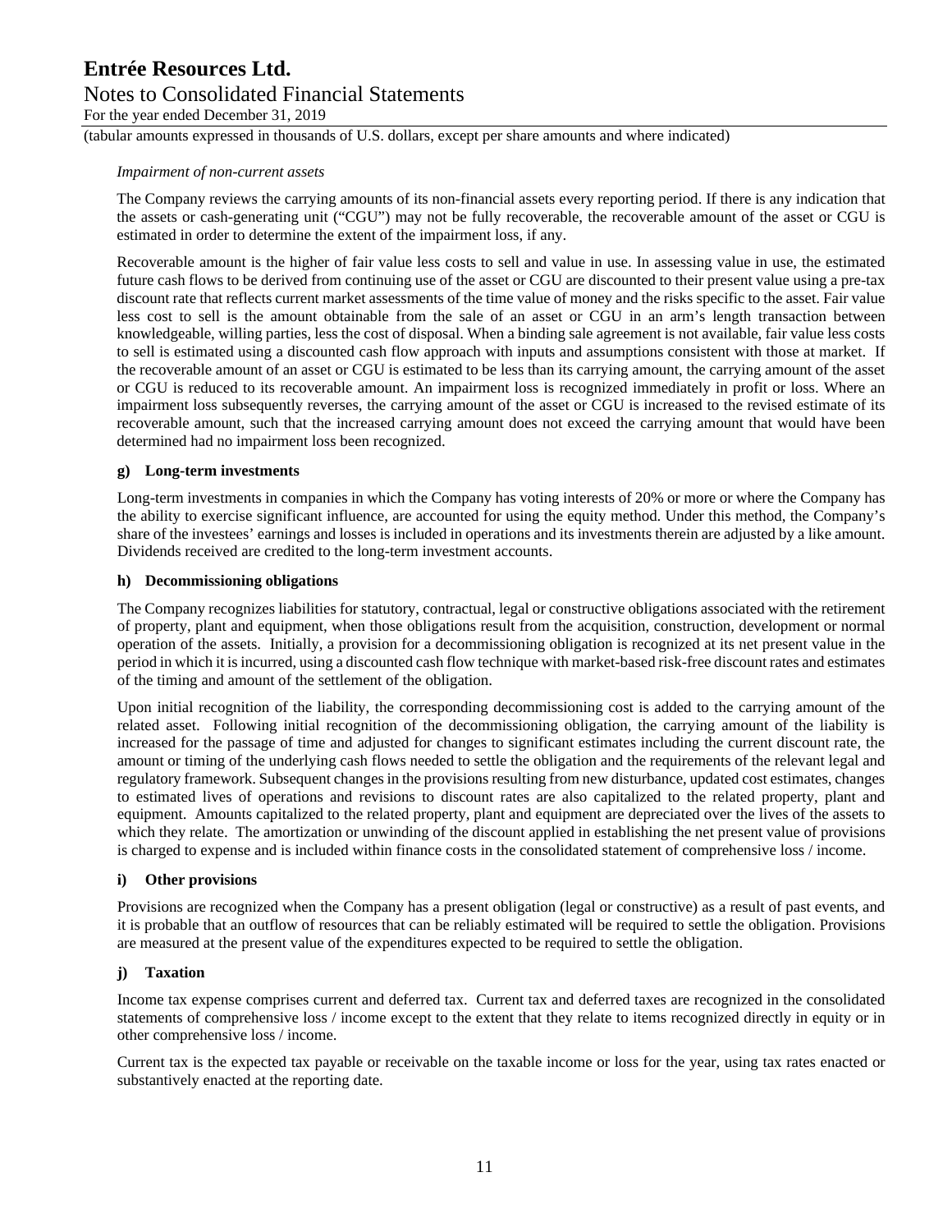*Impairment of non-current assets*

The Company reviews the carrying amounts of its non-financial assets every reporting period. If there is any indication that the assets or cash-generating unit ("CGU") may not be fully recoverable, the recoverable amount of the asset or CGU is estimated in order to determine the extent of the impairment loss, if any.

Recoverable amount is the higher of fair value less costs to sell and value in use. In assessing value in use, the estimated future cash flows to be derived from continuing use of the asset or CGU are discounted to their present value using a pre-tax discount rate that reflects current market assessments of the time value of money and the risks specific to the asset. Fair value less cost to sell is the amount obtainable from the sale of an asset or CGU in an arm's length transaction between knowledgeable, willing parties, less the cost of disposal. When a binding sale agreement is not available, fair value less costs to sell is estimated using a discounted cash flow approach with inputs and assumptions consistent with those at market. If the recoverable amount of an asset or CGU is estimated to be less than its carrying amount, the carrying amount of the asset or CGU is reduced to its recoverable amount. An impairment loss is recognized immediately in profit or loss. Where an impairment loss subsequently reverses, the carrying amount of the asset or CGU is increased to the revised estimate of its recoverable amount, such that the increased carrying amount does not exceed the carrying amount that would have been determined had no impairment loss been recognized.

**g) Long-term investments**

Long-term investments in companies in which the Company has voting interests of 20% or more or where the Company has the ability to exercise significant influence, are accounted for using the equity method. Under this method, the Company's share of the investees' earnings and losses is included in operations and its investments therein are adjusted by a like amount. Dividends received are credited to the long-term investment accounts.

**h) Decommissioning obligations**

The Company recognizes liabilities for statutory, contractual, legal or constructive obligations associated with the retirement of property, plant and equipment, when those obligations result from the acquisition, construction, development or normal operation of the assets. Initially, a provision for a decommissioning obligation is recognized at its net present value in the period in which it is incurred, using a discounted cash flow technique with market-based risk-free discount rates and estimates of the timing and amount of the settlement of the obligation.

Upon initial recognition of the liability, the corresponding decommissioning cost is added to the carrying amount of the related asset. Following initial recognition of the decommissioning obligation, the carrying amount of the liability is increased for the passage of time and adjusted for changes to significant estimates including the current discount rate, the amount or timing of the underlying cash flows needed to settle the obligation and the requirements of the relevant legal and regulatory framework. Subsequent changes in the provisions resulting from new disturbance, updated cost estimates, changes to estimated lives of operations and revisions to discount rates are also capitalized to the related property, plant and equipment. Amounts capitalized to the related property, plant and equipment are depreciated over the lives of the assets to which they relate. The amortization or unwinding of the discount applied in establishing the net present value of provisions is charged to expense and is included within finance costs in the consolidated statement of comprehensive loss / income.

**i) Other provisions**

Provisions are recognized when the Company has a present obligation (legal or constructive) as a result of past events, and it is probable that an outflow of resources that can be reliably estimated will be required to settle the obligation. Provisions are measured at the present value of the expenditures expected to be required to settle the obligation.

**j) Taxation**

Income tax expense comprises current and deferred tax. Current tax and deferred taxes are recognized in the consolidated statements of comprehensive loss / income except to the extent that they relate to items recognized directly in equity or in other comprehensive loss / income.

Current tax is the expected tax payable or receivable on the taxable income or loss for the year, using tax rates enacted or substantively enacted at the reporting date.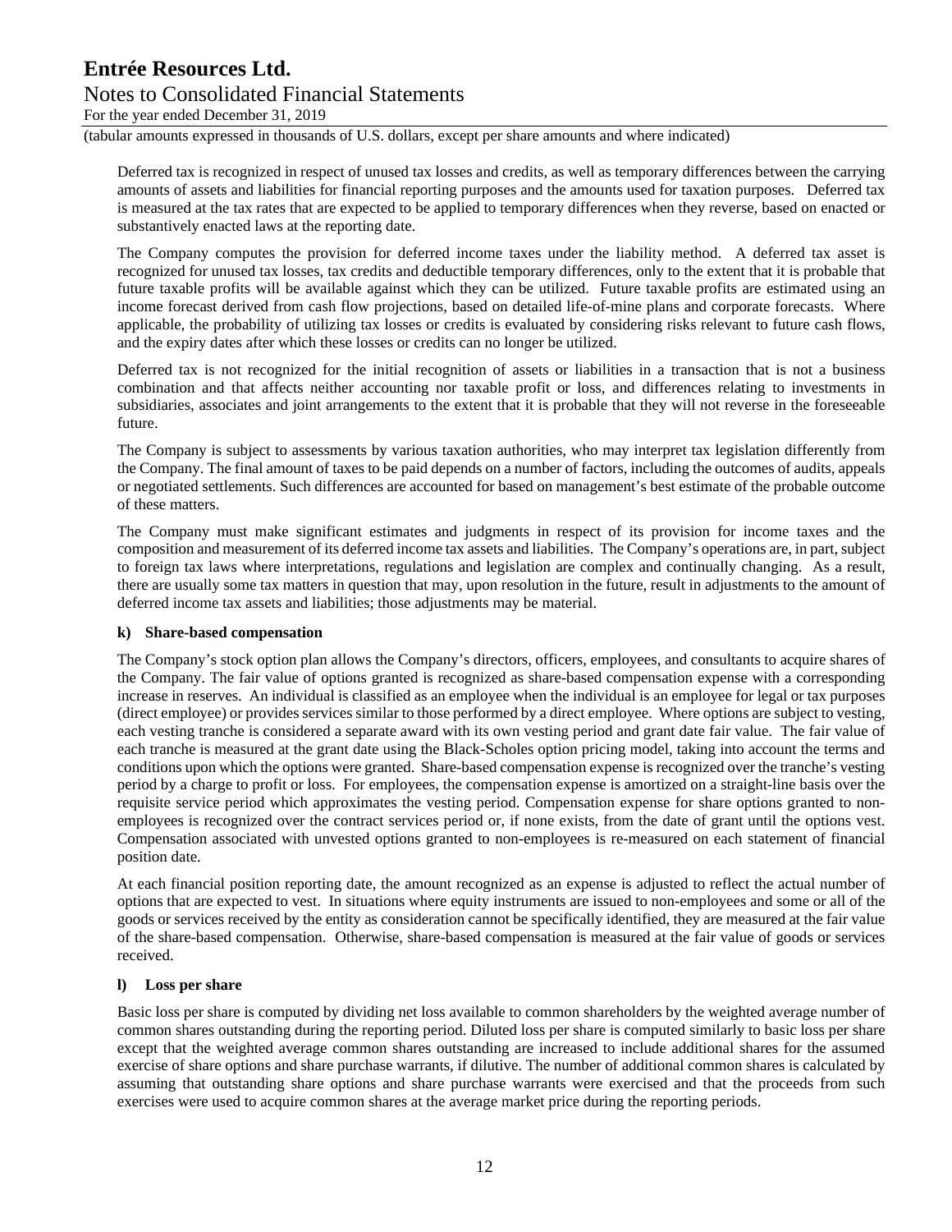Deferred tax is recognized in respect of unused tax losses and credits, as well as temporary differences between the carrying amounts of assets and liabilities for financial reporting purposes and the amounts used for taxation purposes. Deferred tax is measured at the tax rates that are expected to be applied to temporary differences when they reverse, based on enacted or substantively enacted laws at the reporting date.

The Company computes the provision for deferred income taxes under the liability method. A deferred tax asset is recognized for unused tax losses, tax credits and deductible temporary differences, only to the extent that it is probable that future taxable profits will be available against which they can be utilized. Future taxable profits are estimated using an income forecast derived from cash flow projections, based on detailed life-of-mine plans and corporate forecasts. Where applicable, the probability of utilizing tax losses or credits is evaluated by considering risks relevant to future cash flows, and the expiry dates after which these losses or credits can no longer be utilized.

Deferred tax is not recognized for the initial recognition of assets or liabilities in a transaction that is not a business combination and that affects neither accounting nor taxable profit or loss, and differences relating to investments in subsidiaries, associates and joint arrangements to the extent that it is probable that they will not reverse in the foreseeable future.

The Company is subject to assessments by various taxation authorities, who may interpret tax legislation differently from the Company. The final amount of taxes to be paid depends on a number of factors, including the outcomes of audits, appeals or negotiated settlements. Such differences are accounted for based on management's best estimate of the probable outcome of these matters.

The Company must make significant estimates and judgments in respect of its provision for income taxes and the composition and measurement of its deferred income tax assets and liabilities. The Company's operations are, in part, subject to foreign tax laws where interpretations, regulations and legislation are complex and continually changing. As a result, there are usually some tax matters in question that may, upon resolution in the future, result in adjustments to the amount of deferred income tax assets and liabilities; those adjustments may be material.

**k) Share-based compensation**

The Company's stock option plan allows the Company's directors, officers, employees, and consultants to acquire shares of the Company. The fair value of options granted is recognized as share-based compensation expense with a corresponding increase in reserves. An individual is classified as an employee when the individual is an employee for legal or tax purposes (direct employee) or provides services similar to those performed by a direct employee. Where options are subject to vesting, each vesting tranche is considered a separate award with its own vesting period and grant date fair value. The fair value of each tranche is measured at the grant date using the Black-Scholes option pricing model, taking into account the terms and conditions upon which the options were granted. Share-based compensation expense is recognized over the tranche's vesting period by a charge to profit or loss. For employees, the compensation expense is amortized on a straight-line basis over the requisite service period which approximates the vesting period. Compensation expense for share options granted to non-employees is recognized over the contract services period or, if none exists, from the date of grant until the options vest. Compensation associated with unvested options granted to non-employees is re-measured on each statement of financial position date.

At each financial position reporting date, the amount recognized as an expense is adjusted to reflect the actual number of options that are expected to vest. In situations where equity instruments are issued to non-employees and some or all of the goods or services received by the entity as consideration cannot be specifically identified, they are measured at the fair value of the share-based compensation. Otherwise, share-based compensation is measured at the fair value of goods or services received.

**l) Loss per share**

Basic loss per share is computed by dividing net loss available to common shareholders by the weighted average number of common shares outstanding during the reporting period. Diluted loss per share is computed similarly to basic loss per share except that the weighted average common shares outstanding are increased to include additional shares for the assumed exercise of share options and share purchase warrants, if dilutive. The number of additional common shares is calculated by assuming that outstanding share options and share purchase warrants were exercised and that the proceeds from such exercises were used to acquire common shares at the average market price during the reporting periods.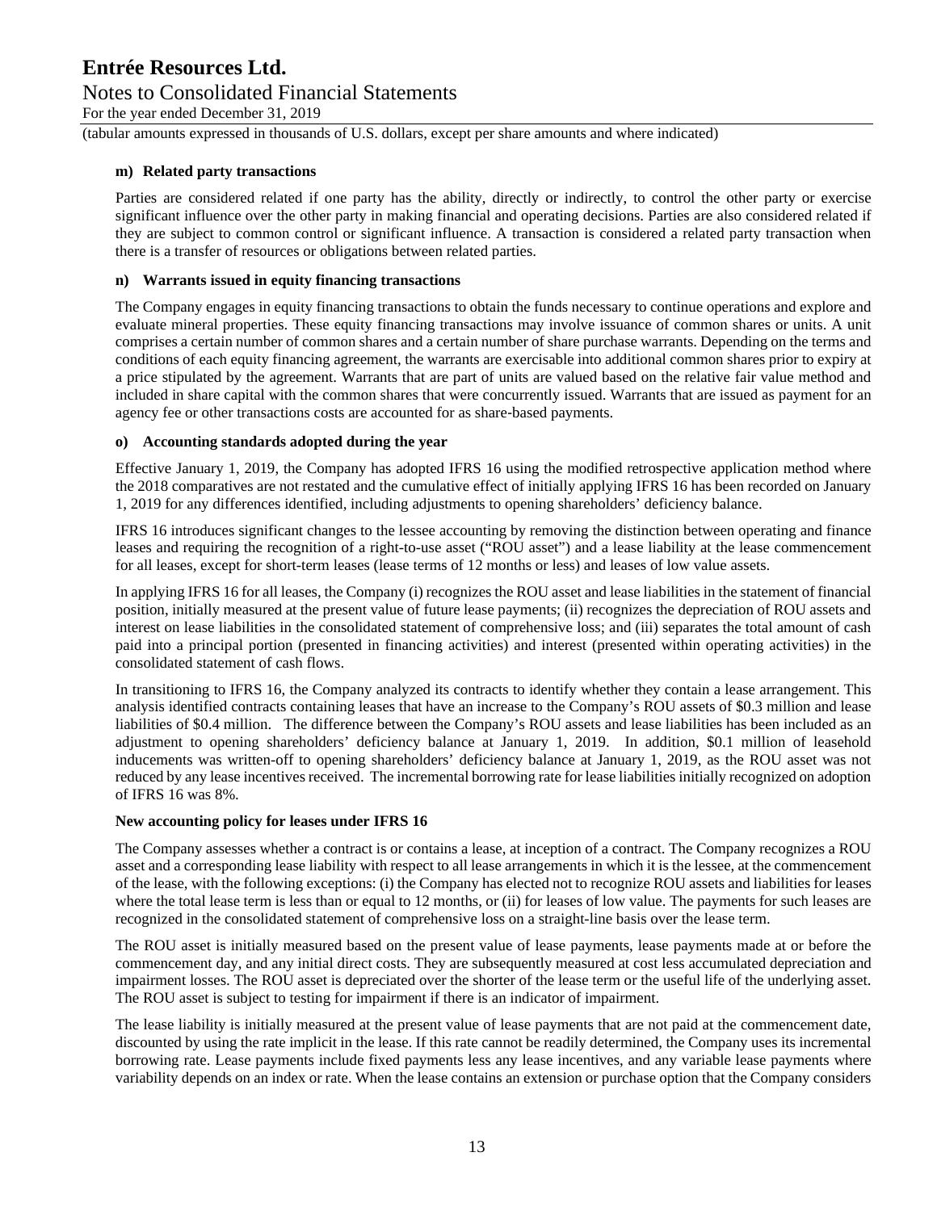**m) Related party transactions**

Parties are considered related if one party has the ability, directly or indirectly, to control the other party or exercise significant influence over the other party in making financial and operating decisions. Parties are also considered related if they are subject to common control or significant influence. A transaction is considered a related party transaction when there is a transfer of resources or obligations between related parties.

**n) Warrants issued in equity financing transactions**

The Company engages in equity financing transactions to obtain the funds necessary to continue operations and explore and evaluate mineral properties. These equity financing transactions may involve issuance of common shares or units. A unit comprises a certain number of common shares and a certain number of share purchase warrants. Depending on the terms and conditions of each equity financing agreement, the warrants are exercisable into additional common shares prior to expiry at a price stipulated by the agreement. Warrants that are part of units are valued based on the relative fair value method and included in share capital with the common shares that were concurrently issued. Warrants that are issued as payment for an agency fee or other transactions costs are accounted for as share-based payments.

**o) Accounting standards adopted during the year**

Effective January 1, 2019, the Company has adopted IFRS 16 using the modified retrospective application method where the 2018 comparatives are not restated and the cumulative effect of initially applying IFRS 16 has been recorded on January 1, 2019 for any differences identified, including adjustments to opening shareholders' deficiency balance.

IFRS 16 introduces significant changes to the lessee accounting by removing the distinction between operating and finance leases and requiring the recognition of a right-to-use asset ("ROU asset") and a lease liability at the lease commencement for all leases, except for short-term leases (lease terms of 12 months or less) and leases of low value assets.

In applying IFRS 16 for all leases, the Company (i) recognizes the ROU asset and lease liabilities in the statement of financial position, initially measured at the present value of future lease payments; (ii) recognizes the depreciation of ROU assets and interest on lease liabilities in the consolidated statement of comprehensive loss; and (iii) separates the total amount of cash paid into a principal portion (presented in financing activities) and interest (presented within operating activities) in the consolidated statement of cash flows.

In transitioning to IFRS 16, the Company analyzed its contracts to identify whether they contain a lease arrangement. This analysis identified contracts containing leases that have an increase to the Company's ROU assets of $0.3 million and lease liabilities of $0.4 million. The difference between the Company's ROU assets and lease liabilities has been included as an adjustment to opening shareholders' deficiency balance at January 1, 2019. In addition, $0.1 million of leasehold inducements was written-off to opening shareholders' deficiency balance at January 1, 2019, as the ROU asset was not reduced by any lease incentives received. The incremental borrowing rate for lease liabilities initially recognized on adoption of IFRS 16 was 8%.

**New accounting policy for leases under IFRS 16**

The Company assesses whether a contract is or contains a lease, at inception of a contract. The Company recognizes a ROU asset and a corresponding lease liability with respect to all lease arrangements in which it is the lessee, at the commencement of the lease, with the following exceptions: (i) the Company has elected not to recognize ROU assets and liabilities for leases where the total lease term is less than or equal to 12 months, or (ii) for leases of low value. The payments for such leases are recognized in the consolidated statement of comprehensive loss on a straight-line basis over the lease term.

The ROU asset is initially measured based on the present value of lease payments, lease payments made at or before the commencement day, and any initial direct costs. They are subsequently measured at cost less accumulated depreciation and impairment losses. The ROU asset is depreciated over the shorter of the lease term or the useful life of the underlying asset. The ROU asset is subject to testing for impairment if there is an indicator of impairment.

The lease liability is initially measured at the present value of lease payments that are not paid at the commencement date, discounted by using the rate implicit in the lease. If this rate cannot be readily determined, the Company uses its incremental borrowing rate. Lease payments include fixed payments less any lease incentives, and any variable lease payments where variability depends on an index or rate. When the lease contains an extension or purchase option that the Company considers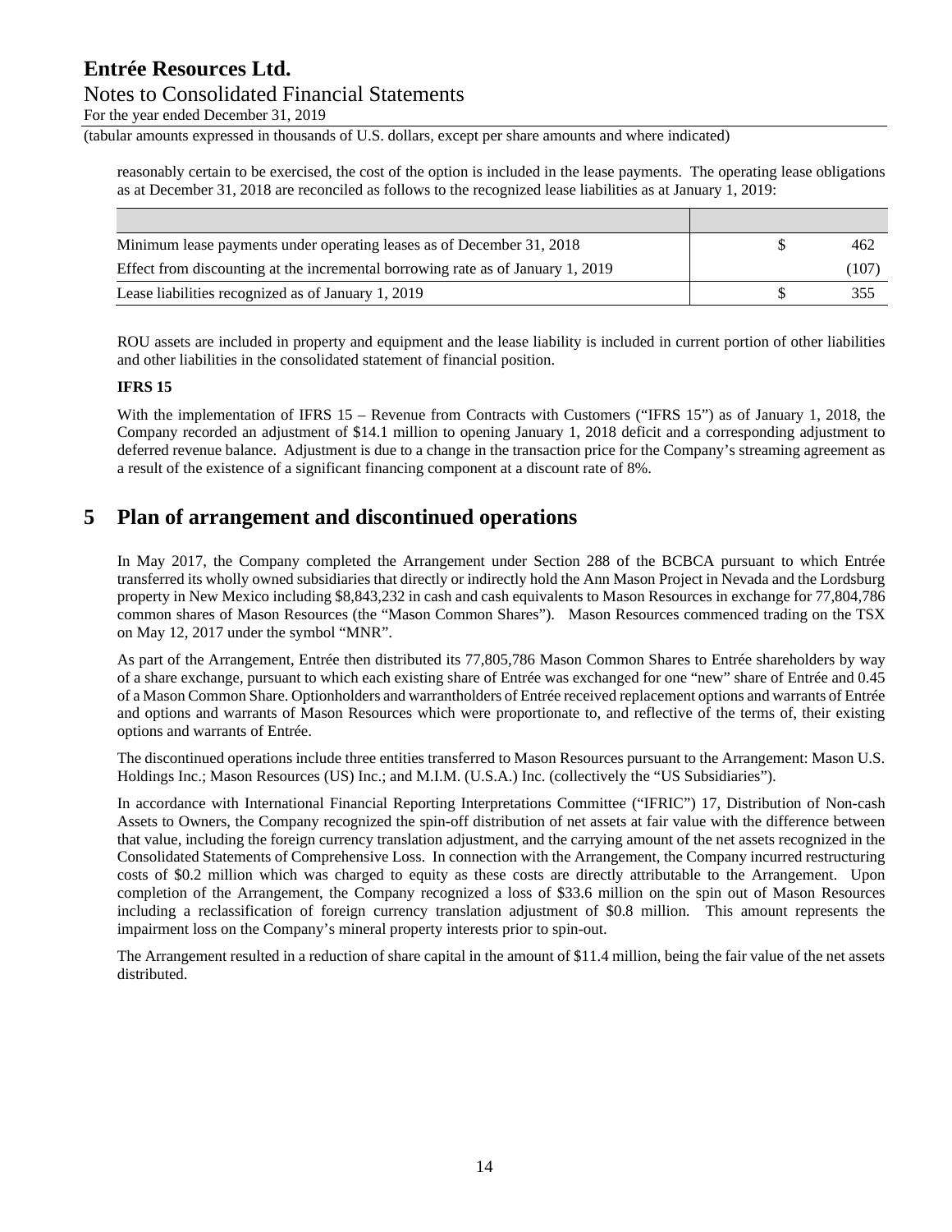reasonably certain to be exercised, the cost of the option is included in the lease payments. The operating lease obligations as at December 31, 2018 are reconciled as follows to the recognized lease liabilities as at January 1, 2019:

| | | |
|---|---|---|
| Minimum lease payments under operating leases as of December 31, 2018 | $ | 462 |
| Effect from discounting at the incremental borrowing rate as of January 1, 2019 | | (107) |
| Lease liabilities recognized as of January 1, 2019 | $ | 355 |

ROU assets are included in property and equipment and the lease liability is included in current portion of other liabilities and other liabilities in the consolidated statement of financial position.

**IFRS 15**

With the implementation of IFRS 15 – Revenue from Contracts with Customers ("IFRS 15") as of January 1, 2018, the Company recorded an adjustment of $14.1 million to opening January 1, 2018 deficit and a corresponding adjustment to deferred revenue balance. Adjustment is due to a change in the transaction price for the Company's streaming agreement as a result of the existence of a significant financing component at a discount rate of 8%.

## 5 Plan of arrangement and discontinued operations

In May 2017, the Company completed the Arrangement under Section 288 of the BCBCA pursuant to which Entrée transferred its wholly owned subsidiaries that directly or indirectly hold the Ann Mason Project in Nevada and the Lordsburg property in New Mexico including $8,843,232 in cash and cash equivalents to Mason Resources in exchange for 77,804,786 common shares of Mason Resources (the "Mason Common Shares"). Mason Resources commenced trading on the TSX on May 12, 2017 under the symbol "MNR".

As part of the Arrangement, Entrée then distributed its 77,805,786 Mason Common Shares to Entrée shareholders by way of a share exchange, pursuant to which each existing share of Entrée was exchanged for one "new" share of Entrée and 0.45 of a Mason Common Share. Optionholders and warrantholders of Entrée received replacement options and warrants of Entrée and options and warrants of Mason Resources which were proportionate to, and reflective of the terms of, their existing options and warrants of Entrée.

The discontinued operations include three entities transferred to Mason Resources pursuant to the Arrangement: Mason U.S. Holdings Inc.; Mason Resources (US) Inc.; and M.I.M. (U.S.A.) Inc. (collectively the "US Subsidiaries").

In accordance with International Financial Reporting Interpretations Committee ("IFRIC") 17, Distribution of Non-cash Assets to Owners, the Company recognized the spin-off distribution of net assets at fair value with the difference between that value, including the foreign currency translation adjustment, and the carrying amount of the net assets recognized in the Consolidated Statements of Comprehensive Loss. In connection with the Arrangement, the Company incurred restructuring costs of $0.2 million which was charged to equity as these costs are directly attributable to the Arrangement. Upon completion of the Arrangement, the Company recognized a loss of $33.6 million on the spin out of Mason Resources including a reclassification of foreign currency translation adjustment of $0.8 million. This amount represents the impairment loss on the Company's mineral property interests prior to spin-out.

The Arrangement resulted in a reduction of share capital in the amount of $11.4 million, being the fair value of the net assets distributed.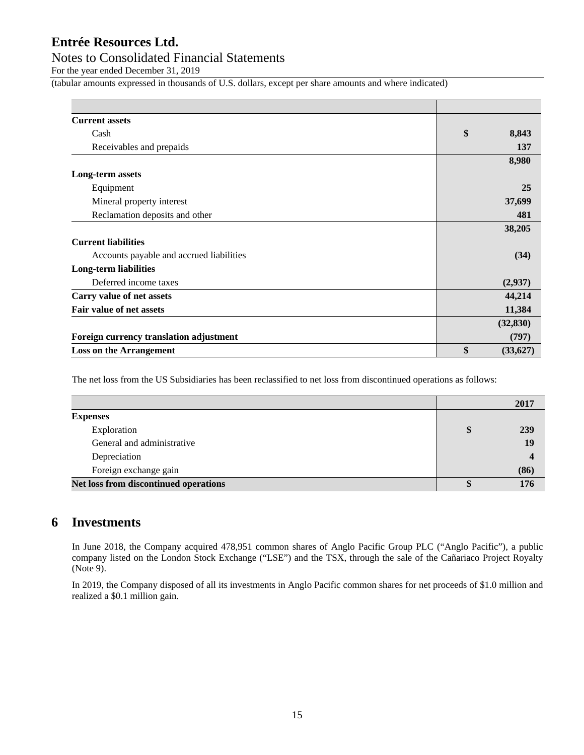| | |
|---|---|
| **Current assets** | |
| Cash | **$ 8,843** |
| Receivables and prepaids | **137** |
| | **8,980** |
| **Long-term assets** | |
| Equipment | **25** |
| Mineral property interest | **37,699** |
| Reclamation deposits and other | **481** |
| | **38,205** |
| **Current liabilities** | |
| Accounts payable and accrued liabilities | **(34)** |
| **Long-term liabilities** | |
| Deferred income taxes | **(2,937)** |
| **Carry value of net assets** | **44,214** |
| **Fair value of net assets** | **11,384** |
| | **(32,830)** |
| **Foreign currency translation adjustment** | **(797)** |
| **Loss on the Arrangement** | **$ (33,627)** |

The net loss from the US Subsidiaries has been reclassified to net loss from discontinued operations as follows:

| | 2017 |
|---|---|
| **Expenses** | |
| Exploration | **$ 239** |
| General and administrative | **19** |
| Depreciation | **4** |
| Foreign exchange gain | **(86)** |
| **Net loss from discontinued operations** | **$ 176** |

## 6 Investments

In June 2018, the Company acquired 478,951 common shares of Anglo Pacific Group PLC ("Anglo Pacific"), a public company listed on the London Stock Exchange ("LSE") and the TSX, through the sale of the Cañariaco Project Royalty (Note 9).

In 2019, the Company disposed of all its investments in Anglo Pacific common shares for net proceeds of $1.0 million and realized a $0.1 million gain.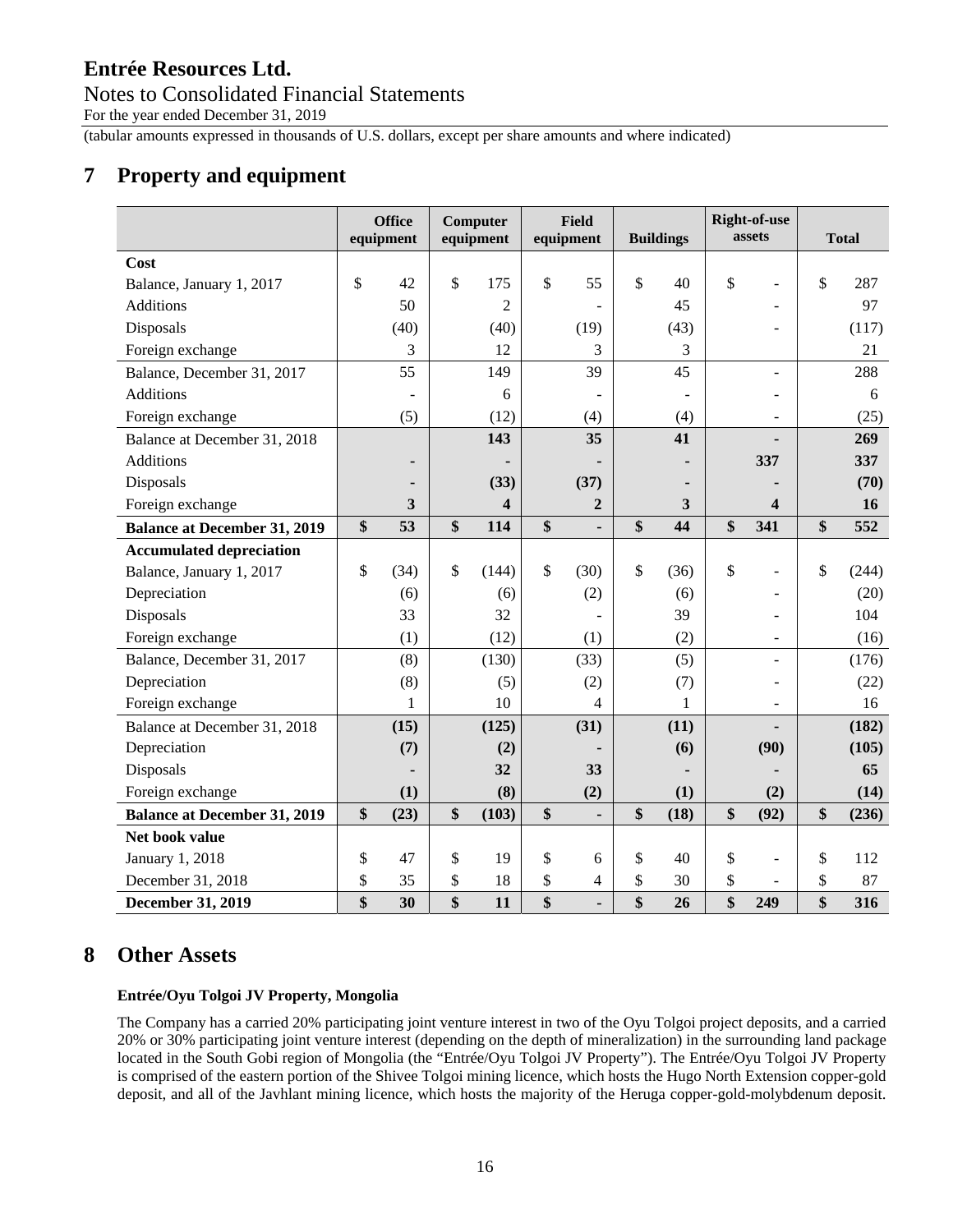# Entrée Resources Ltd.

Notes to Consolidated Financial Statements

For the year ended December 31, 2019

(tabular amounts expressed in thousands of U.S. dollars, except per share amounts and where indicated)

## 7 Property and equipment

| | Office equipment | Computer equipment | Field equipment | Buildings | Right-of-use assets | Total |
|---|---|---|---|---|---|---|
| **Cost** | | | | | | |
| Balance, January 1, 2017 | $ 42 | $ 175 | $ 55 | $ 40 | $ - | $ 287 |
| Additions | 50 | 2 | - | 45 | - | 97 |
| Disposals | (40) | (40) | (19) | (43) | - | (117) |
| Foreign exchange | 3 | 12 | 3 | 3 | | 21 |
| Balance, December 31, 2017 | 55 | 149 | 39 | 45 | - | 288 |
| Additions | - | 6 | - | - | - | 6 |
| Foreign exchange | (5) | (12) | (4) | (4) | - | (25) |
| Balance at December 31, 2018 | | **143** | **35** | **41** | **-** | **269** |
| Additions | **-** | **-** | **-** | **-** | **337** | **337** |
| Disposals | **-** | **(33)** | **(37)** | **-** | **-** | **(70)** |
| Foreign exchange | **3** | **4** | **2** | **3** | **4** | **16** |
| **Balance at December 31, 2019** | **$ 53** | **$ 114** | **$ -** | **$ 44** | **$ 341** | **$ 552** |
| **Accumulated depreciation** | | | | | | |
| Balance, January 1, 2017 | $ (34) | $ (144) | $ (30) | $ (36) | $ - | $ (244) |
| Depreciation | (6) | (6) | (2) | (6) | - | (20) |
| Disposals | 33 | 32 | - | 39 | - | 104 |
| Foreign exchange | (1) | (12) | (1) | (2) | - | (16) |
| Balance, December 31, 2017 | (8) | (130) | (33) | (5) | - | (176) |
| Depreciation | (8) | (5) | (2) | (7) | - | (22) |
| Foreign exchange | 1 | 10 | 4 | 1 | - | 16 |
| Balance at December 31, 2018 | **(15)** | **(125)** | **(31)** | **(11)** | **-** | **(182)** |
| Depreciation | **(7)** | **(2)** | **-** | **(6)** | **(90)** | **(105)** |
| Disposals | **-** | **32** | **33** | **-** | **-** | **65** |
| Foreign exchange | **(1)** | **(8)** | **(2)** | **(1)** | **(2)** | **(14)** |
| **Balance at December 31, 2019** | **$ (23)** | **$ (103)** | **$ -** | **$ (18)** | **$ (92)** | **$ (236)** |
| **Net book value** | | | | | | |
| January 1, 2018 | $ 47 | $ 19 | $ 6 | $ 40 | $ - | $ 112 |
| December 31, 2018 | $ 35 | $ 18 | $ 4 | $ 30 | $ - | $ 87 |
| **December 31, 2019** | **$ 30** | **$ 11** | **$ -** | **$ 26** | **$ 249** | **$ 316** |

## 8 Other Assets

**Entrée/Oyu Tolgoi JV Property, Mongolia**

The Company has a carried 20% participating joint venture interest in two of the Oyu Tolgoi project deposits, and a carried 20% or 30% participating joint venture interest (depending on the depth of mineralization) in the surrounding land package located in the South Gobi region of Mongolia (the "Entrée/Oyu Tolgoi JV Property"). The Entrée/Oyu Tolgoi JV Property is comprised of the eastern portion of the Shivee Tolgoi mining licence, which hosts the Hugo North Extension copper-gold deposit, and all of the Javhlant mining licence, which hosts the majority of the Heruga copper-gold-molybdenum deposit.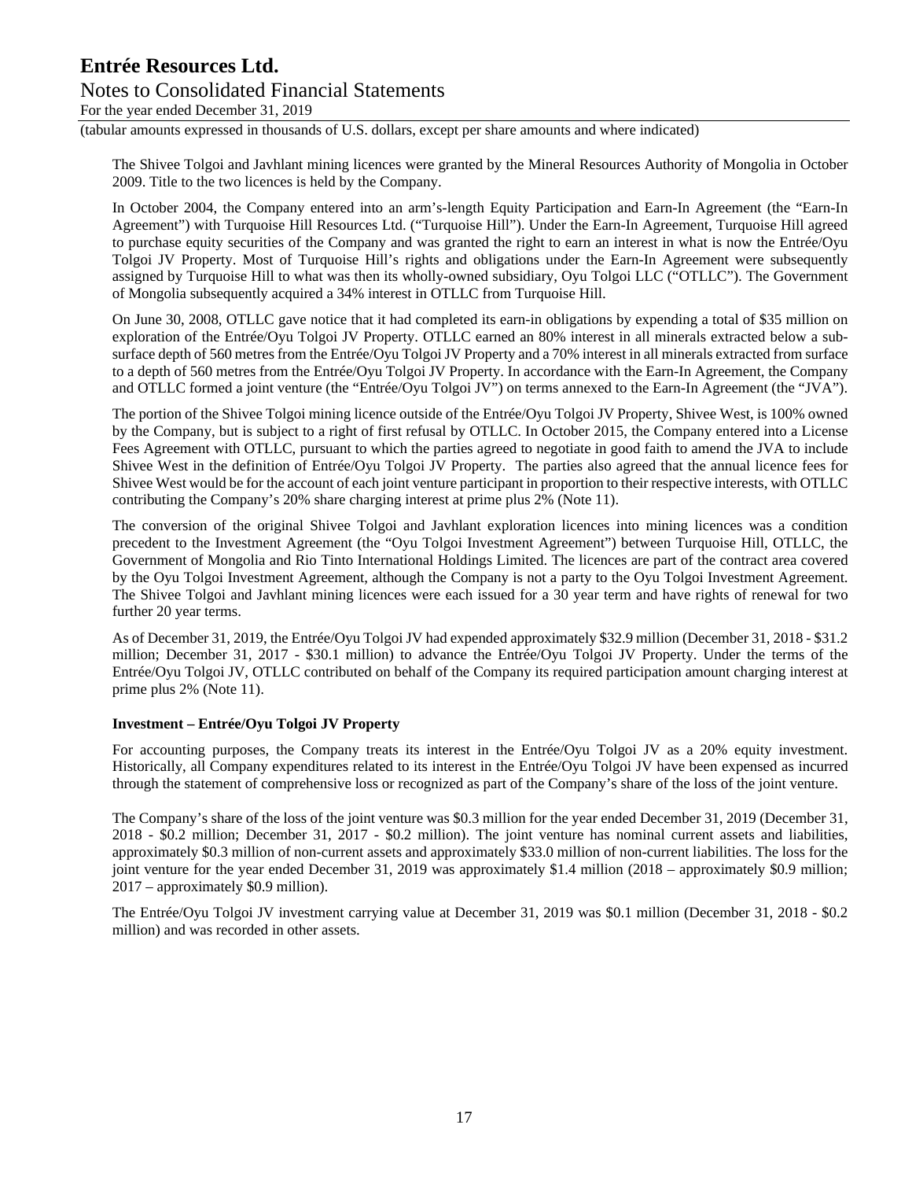The Shivee Tolgoi and Javhlant mining licences were granted by the Mineral Resources Authority of Mongolia in October 2009. Title to the two licences is held by the Company.

In October 2004, the Company entered into an arm's-length Equity Participation and Earn-In Agreement (the "Earn-In Agreement") with Turquoise Hill Resources Ltd. ("Turquoise Hill"). Under the Earn-In Agreement, Turquoise Hill agreed to purchase equity securities of the Company and was granted the right to earn an interest in what is now the Entrée/Oyu Tolgoi JV Property. Most of Turquoise Hill's rights and obligations under the Earn-In Agreement were subsequently assigned by Turquoise Hill to what was then its wholly-owned subsidiary, Oyu Tolgoi LLC ("OTLLC"). The Government of Mongolia subsequently acquired a 34% interest in OTLLC from Turquoise Hill.

On June 30, 2008, OTLLC gave notice that it had completed its earn-in obligations by expending a total of $35 million on exploration of the Entrée/Oyu Tolgoi JV Property. OTLLC earned an 80% interest in all minerals extracted below a sub-surface depth of 560 metres from the Entrée/Oyu Tolgoi JV Property and a 70% interest in all minerals extracted from surface to a depth of 560 metres from the Entrée/Oyu Tolgoi JV Property. In accordance with the Earn-In Agreement, the Company and OTLLC formed a joint venture (the "Entrée/Oyu Tolgoi JV") on terms annexed to the Earn-In Agreement (the "JVA").

The portion of the Shivee Tolgoi mining licence outside of the Entrée/Oyu Tolgoi JV Property, Shivee West, is 100% owned by the Company, but is subject to a right of first refusal by OTLLC. In October 2015, the Company entered into a License Fees Agreement with OTLLC, pursuant to which the parties agreed to negotiate in good faith to amend the JVA to include Shivee West in the definition of Entrée/Oyu Tolgoi JV Property. The parties also agreed that the annual licence fees for Shivee West would be for the account of each joint venture participant in proportion to their respective interests, with OTLLC contributing the Company's 20% share charging interest at prime plus 2% (Note 11).

The conversion of the original Shivee Tolgoi and Javhlant exploration licences into mining licences was a condition precedent to the Investment Agreement (the "Oyu Tolgoi Investment Agreement") between Turquoise Hill, OTLLC, the Government of Mongolia and Rio Tinto International Holdings Limited. The licences are part of the contract area covered by the Oyu Tolgoi Investment Agreement, although the Company is not a party to the Oyu Tolgoi Investment Agreement. The Shivee Tolgoi and Javhlant mining licences were each issued for a 30 year term and have rights of renewal for two further 20 year terms.

As of December 31, 2019, the Entrée/Oyu Tolgoi JV had expended approximately $32.9 million (December 31, 2018 - $31.2 million; December 31, 2017 - $30.1 million) to advance the Entrée/Oyu Tolgoi JV Property. Under the terms of the Entrée/Oyu Tolgoi JV, OTLLC contributed on behalf of the Company its required participation amount charging interest at prime plus 2% (Note 11).

**Investment – Entrée/Oyu Tolgoi JV Property**

For accounting purposes, the Company treats its interest in the Entrée/Oyu Tolgoi JV as a 20% equity investment. Historically, all Company expenditures related to its interest in the Entrée/Oyu Tolgoi JV have been expensed as incurred through the statement of comprehensive loss or recognized as part of the Company's share of the loss of the joint venture.

The Company's share of the loss of the joint venture was $0.3 million for the year ended December 31, 2019 (December 31, 2018 - $0.2 million; December 31, 2017 - $0.2 million). The joint venture has nominal current assets and liabilities, approximately $0.3 million of non-current assets and approximately $33.0 million of non-current liabilities. The loss for the joint venture for the year ended December 31, 2019 was approximately $1.4 million (2018 – approximately $0.9 million; 2017 – approximately $0.9 million).

The Entrée/Oyu Tolgoi JV investment carrying value at December 31, 2019 was $0.1 million (December 31, 2018 - $0.2 million) and was recorded in other assets.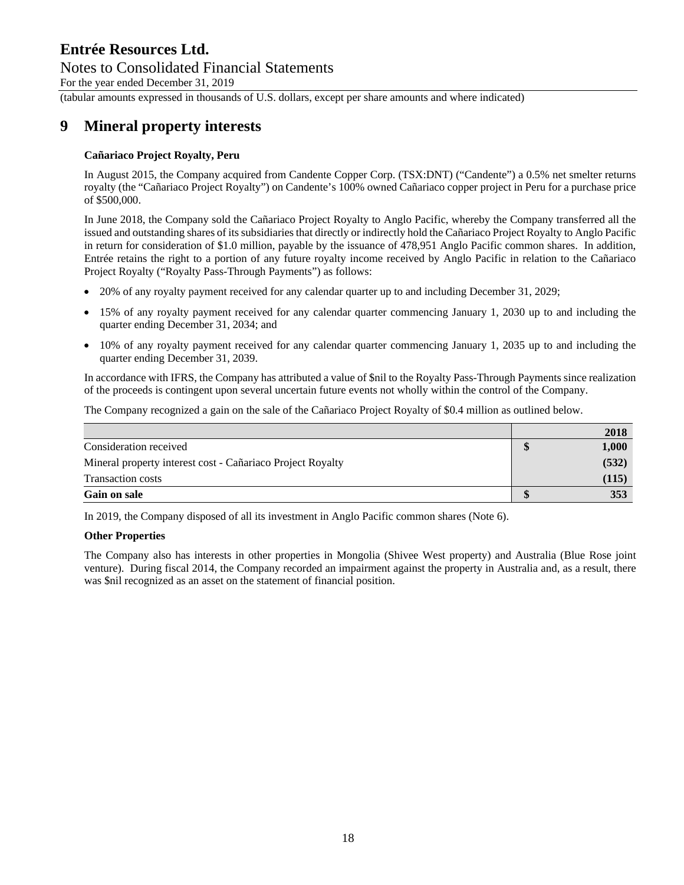# 9 Mineral property interests

**Cañariaco Project Royalty, Peru**

In August 2015, the Company acquired from Candente Copper Corp. (TSX:DNT) ("Candente") a 0.5% net smelter returns royalty (the "Cañariaco Project Royalty") on Candente's 100% owned Cañariaco copper project in Peru for a purchase price of $500,000.

In June 2018, the Company sold the Cañariaco Project Royalty to Anglo Pacific, whereby the Company transferred all the issued and outstanding shares of its subsidiaries that directly or indirectly hold the Cañariaco Project Royalty to Anglo Pacific in return for consideration of $1.0 million, payable by the issuance of 478,951 Anglo Pacific common shares. In addition, Entrée retains the right to a portion of any future royalty income received by Anglo Pacific in relation to the Cañariaco Project Royalty ("Royalty Pass-Through Payments") as follows:

- 20% of any royalty payment received for any calendar quarter up to and including December 31, 2029;
- 15% of any royalty payment received for any calendar quarter commencing January 1, 2030 up to and including the quarter ending December 31, 2034; and
- 10% of any royalty payment received for any calendar quarter commencing January 1, 2035 up to and including the quarter ending December 31, 2039.

In accordance with IFRS, the Company has attributed a value of $nil to the Royalty Pass-Through Payments since realization of the proceeds is contingent upon several uncertain future events not wholly within the control of the Company.

The Company recognized a gain on the sale of the Cañariaco Project Royalty of $0.4 million as outlined below.

| | 2018 |
|---|---|
| Consideration received | $ 1,000 |
| Mineral property interest cost - Cañariaco Project Royalty | (532) |
| Transaction costs | (115) |
| **Gain on sale** | **$ 353** |

In 2019, the Company disposed of all its investment in Anglo Pacific common shares (Note 6).

**Other Properties**

The Company also has interests in other properties in Mongolia (Shivee West property) and Australia (Blue Rose joint venture). During fiscal 2014, the Company recorded an impairment against the property in Australia and, as a result, there was $nil recognized as an asset on the statement of financial position.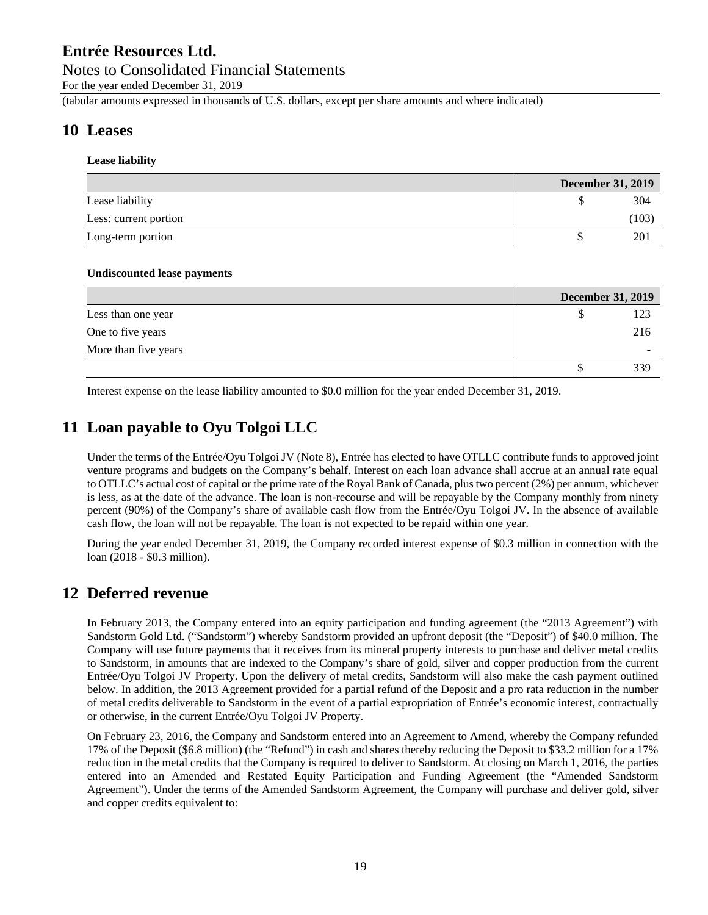## 10 Leases

**Lease liability**

| | December 31, 2019 |
|---|---|
| Lease liability | $ 304 |
| Less: current portion | (103) |
| Long-term portion | $ 201 |

**Undiscounted lease payments**

| | December 31, 2019 |
|---|---|
| Less than one year | $ 123 |
| One to five years | 216 |
| More than five years | - |
| | $ 339 |

Interest expense on the lease liability amounted to \$0.0 million for the year ended December 31, 2019.

## 11 Loan payable to Oyu Tolgoi LLC

Under the terms of the Entrée/Oyu Tolgoi JV (Note 8), Entrée has elected to have OTLLC contribute funds to approved joint venture programs and budgets on the Company's behalf. Interest on each loan advance shall accrue at an annual rate equal to OTLLC's actual cost of capital or the prime rate of the Royal Bank of Canada, plus two percent (2%) per annum, whichever is less, as at the date of the advance. The loan is non-recourse and will be repayable by the Company monthly from ninety percent (90%) of the Company's share of available cash flow from the Entrée/Oyu Tolgoi JV. In the absence of available cash flow, the loan will not be repayable. The loan is not expected to be repaid within one year.

During the year ended December 31, 2019, the Company recorded interest expense of \$0.3 million in connection with the loan (2018 - \$0.3 million).

## 12 Deferred revenue

In February 2013, the Company entered into an equity participation and funding agreement (the "2013 Agreement") with Sandstorm Gold Ltd. ("Sandstorm") whereby Sandstorm provided an upfront deposit (the "Deposit") of \$40.0 million. The Company will use future payments that it receives from its mineral property interests to purchase and deliver metal credits to Sandstorm, in amounts that are indexed to the Company's share of gold, silver and copper production from the current Entrée/Oyu Tolgoi JV Property. Upon the delivery of metal credits, Sandstorm will also make the cash payment outlined below. In addition, the 2013 Agreement provided for a partial refund of the Deposit and a pro rata reduction in the number of metal credits deliverable to Sandstorm in the event of a partial expropriation of Entrée's economic interest, contractually or otherwise, in the current Entrée/Oyu Tolgoi JV Property.

On February 23, 2016, the Company and Sandstorm entered into an Agreement to Amend, whereby the Company refunded 17% of the Deposit (\$6.8 million) (the "Refund") in cash and shares thereby reducing the Deposit to \$33.2 million for a 17% reduction in the metal credits that the Company is required to deliver to Sandstorm. At closing on March 1, 2016, the parties entered into an Amended and Restated Equity Participation and Funding Agreement (the "Amended Sandstorm Agreement"). Under the terms of the Amended Sandstorm Agreement, the Company will purchase and deliver gold, silver and copper credits equivalent to: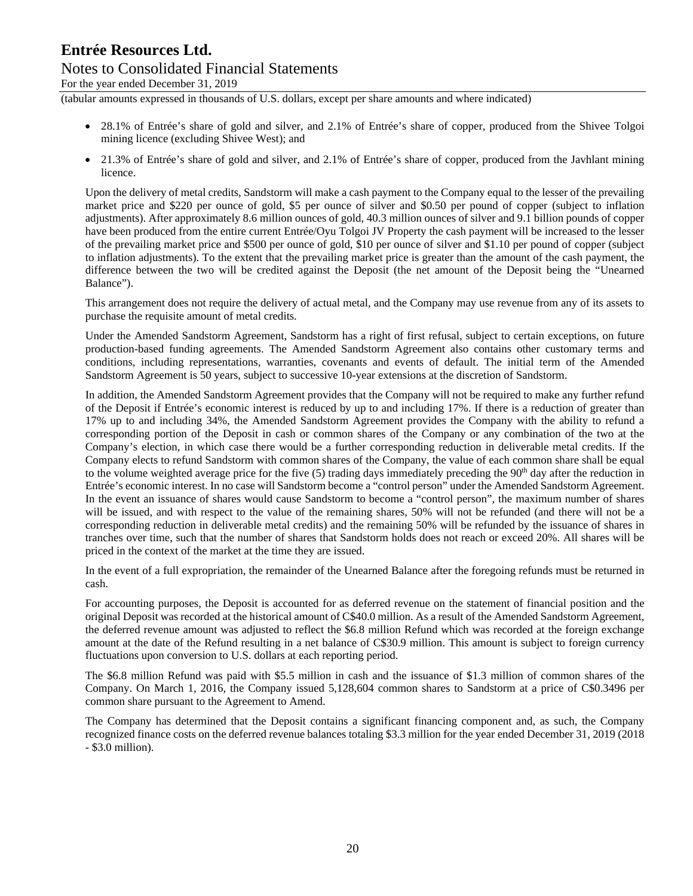- 28.1% of Entrée's share of gold and silver, and 2.1% of Entrée's share of copper, produced from the Shivee Tolgoi mining licence (excluding Shivee West); and
- 21.3% of Entrée's share of gold and silver, and 2.1% of Entrée's share of copper, produced from the Javhlant mining licence.

Upon the delivery of metal credits, Sandstorm will make a cash payment to the Company equal to the lesser of the prevailing market price and $220 per ounce of gold, $5 per ounce of silver and $0.50 per pound of copper (subject to inflation adjustments). After approximately 8.6 million ounces of gold, 40.3 million ounces of silver and 9.1 billion pounds of copper have been produced from the entire current Entrée/Oyu Tolgoi JV Property the cash payment will be increased to the lesser of the prevailing market price and $500 per ounce of gold, $10 per ounce of silver and $1.10 per pound of copper (subject to inflation adjustments). To the extent that the prevailing market price is greater than the amount of the cash payment, the difference between the two will be credited against the Deposit (the net amount of the Deposit being the "Unearned Balance").

This arrangement does not require the delivery of actual metal, and the Company may use revenue from any of its assets to purchase the requisite amount of metal credits.

Under the Amended Sandstorm Agreement, Sandstorm has a right of first refusal, subject to certain exceptions, on future production-based funding agreements. The Amended Sandstorm Agreement also contains other customary terms and conditions, including representations, warranties, covenants and events of default. The initial term of the Amended Sandstorm Agreement is 50 years, subject to successive 10-year extensions at the discretion of Sandstorm.

In addition, the Amended Sandstorm Agreement provides that the Company will not be required to make any further refund of the Deposit if Entrée's economic interest is reduced by up to and including 17%. If there is a reduction of greater than 17% up to and including 34%, the Amended Sandstorm Agreement provides the Company with the ability to refund a corresponding portion of the Deposit in cash or common shares of the Company or any combination of the two at the Company's election, in which case there would be a further corresponding reduction in deliverable metal credits. If the Company elects to refund Sandstorm with common shares of the Company, the value of each common share shall be equal to the volume weighted average price for the five (5) trading days immediately preceding the 90th day after the reduction in Entrée's economic interest. In no case will Sandstorm become a "control person" under the Amended Sandstorm Agreement. In the event an issuance of shares would cause Sandstorm to become a "control person", the maximum number of shares will be issued, and with respect to the value of the remaining shares, 50% will not be refunded (and there will not be a corresponding reduction in deliverable metal credits) and the remaining 50% will be refunded by the issuance of shares in tranches over time, such that the number of shares that Sandstorm holds does not reach or exceed 20%. All shares will be priced in the context of the market at the time they are issued.

In the event of a full expropriation, the remainder of the Unearned Balance after the foregoing refunds must be returned in cash.

For accounting purposes, the Deposit is accounted for as deferred revenue on the statement of financial position and the original Deposit was recorded at the historical amount of C$40.0 million. As a result of the Amended Sandstorm Agreement, the deferred revenue amount was adjusted to reflect the $6.8 million Refund which was recorded at the foreign exchange amount at the date of the Refund resulting in a net balance of C$30.9 million. This amount is subject to foreign currency fluctuations upon conversion to U.S. dollars at each reporting period.

The $6.8 million Refund was paid with $5.5 million in cash and the issuance of $1.3 million of common shares of the Company. On March 1, 2016, the Company issued 5,128,604 common shares to Sandstorm at a price of C$0.3496 per common share pursuant to the Agreement to Amend.

The Company has determined that the Deposit contains a significant financing component and, as such, the Company recognized finance costs on the deferred revenue balances totaling $3.3 million for the year ended December 31, 2019 (2018 - $3.0 million).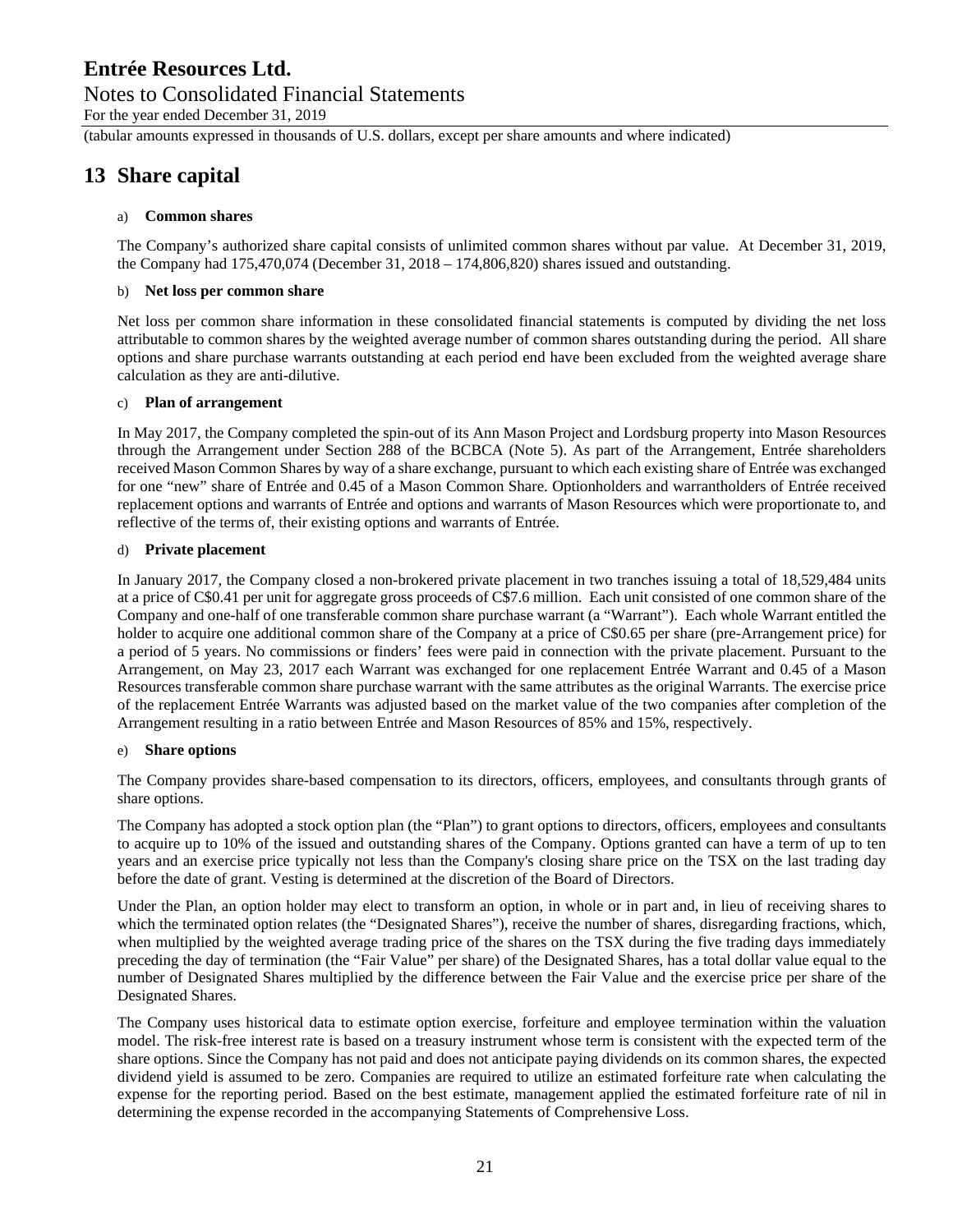# 13 Share capital

a) **Common shares**

The Company's authorized share capital consists of unlimited common shares without par value. At December 31, 2019, the Company had 175,470,074 (December 31, 2018 – 174,806,820) shares issued and outstanding.

b) **Net loss per common share**

Net loss per common share information in these consolidated financial statements is computed by dividing the net loss attributable to common shares by the weighted average number of common shares outstanding during the period. All share options and share purchase warrants outstanding at each period end have been excluded from the weighted average share calculation as they are anti-dilutive.

c) **Plan of arrangement**

In May 2017, the Company completed the spin-out of its Ann Mason Project and Lordsburg property into Mason Resources through the Arrangement under Section 288 of the BCBCA (Note 5). As part of the Arrangement, Entrée shareholders received Mason Common Shares by way of a share exchange, pursuant to which each existing share of Entrée was exchanged for one "new" share of Entrée and 0.45 of a Mason Common Share. Optionholders and warrantholders of Entrée received replacement options and warrants of Entrée and options and warrants of Mason Resources which were proportionate to, and reflective of the terms of, their existing options and warrants of Entrée.

d) **Private placement**

In January 2017, the Company closed a non-brokered private placement in two tranches issuing a total of 18,529,484 units at a price of C$0.41 per unit for aggregate gross proceeds of C$7.6 million. Each unit consisted of one common share of the Company and one-half of one transferable common share purchase warrant (a "Warrant"). Each whole Warrant entitled the holder to acquire one additional common share of the Company at a price of C$0.65 per share (pre-Arrangement price) for a period of 5 years. No commissions or finders' fees were paid in connection with the private placement. Pursuant to the Arrangement, on May 23, 2017 each Warrant was exchanged for one replacement Entrée Warrant and 0.45 of a Mason Resources transferable common share purchase warrant with the same attributes as the original Warrants. The exercise price of the replacement Entrée Warrants was adjusted based on the market value of the two companies after completion of the Arrangement resulting in a ratio between Entrée and Mason Resources of 85% and 15%, respectively.

e) **Share options**

The Company provides share-based compensation to its directors, officers, employees, and consultants through grants of share options.

The Company has adopted a stock option plan (the "Plan") to grant options to directors, officers, employees and consultants to acquire up to 10% of the issued and outstanding shares of the Company. Options granted can have a term of up to ten years and an exercise price typically not less than the Company's closing share price on the TSX on the last trading day before the date of grant. Vesting is determined at the discretion of the Board of Directors.

Under the Plan, an option holder may elect to transform an option, in whole or in part and, in lieu of receiving shares to which the terminated option relates (the "Designated Shares"), receive the number of shares, disregarding fractions, which, when multiplied by the weighted average trading price of the shares on the TSX during the five trading days immediately preceding the day of termination (the "Fair Value" per share) of the Designated Shares, has a total dollar value equal to the number of Designated Shares multiplied by the difference between the Fair Value and the exercise price per share of the Designated Shares.

The Company uses historical data to estimate option exercise, forfeiture and employee termination within the valuation model. The risk-free interest rate is based on a treasury instrument whose term is consistent with the expected term of the share options. Since the Company has not paid and does not anticipate paying dividends on its common shares, the expected dividend yield is assumed to be zero. Companies are required to utilize an estimated forfeiture rate when calculating the expense for the reporting period. Based on the best estimate, management applied the estimated forfeiture rate of nil in determining the expense recorded in the accompanying Statements of Comprehensive Loss.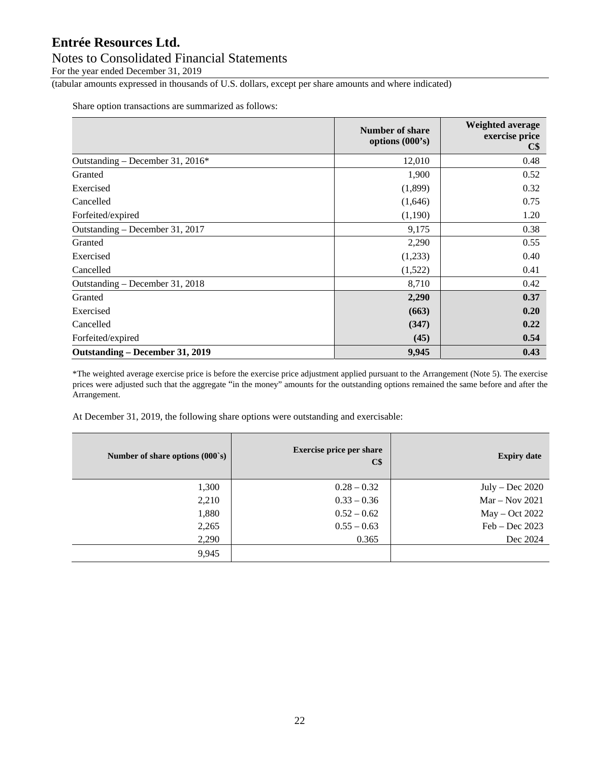Share option transactions are summarized as follows:

| | Number of share options (000's) | Weighted average exercise price C$ |
|---|---|---|
| Outstanding – December 31, 2016* | 12,010 | 0.48 |
| Granted | 1,900 | 0.52 |
| Exercised | (1,899) | 0.32 |
| Cancelled | (1,646) | 0.75 |
| Forfeited/expired | (1,190) | 1.20 |
| Outstanding – December 31, 2017 | 9,175 | 0.38 |
| Granted | 2,290 | 0.55 |
| Exercised | (1,233) | 0.40 |
| Cancelled | (1,522) | 0.41 |
| Outstanding – December 31, 2018 | 8,710 | 0.42 |
| Granted | **2,290** | **0.37** |
| Exercised | **(663)** | **0.20** |
| Cancelled | **(347)** | **0.22** |
| Forfeited/expired | **(45)** | **0.54** |
| **Outstanding – December 31, 2019** | **9,945** | **0.43** |

*The weighted average exercise price is before the exercise price adjustment applied pursuant to the Arrangement (Note 5). The exercise prices were adjusted such that the aggregate "in the money" amounts for the outstanding options remained the same before and after the Arrangement.

At December 31, 2019, the following share options were outstanding and exercisable:

| Number of share options (000`s) | Exercise price per share C$ | Expiry date |
|---|---|---|
| 1,300 | 0.28 – 0.32 | July – Dec 2020 |
| 2,210 | 0.33 – 0.36 | Mar – Nov 2021 |
| 1,880 | 0.52 – 0.62 | May – Oct 2022 |
| 2,265 | 0.55 – 0.63 | Feb – Dec 2023 |
| 2,290 | 0.365 | Dec 2024 |
| 9,945 | | |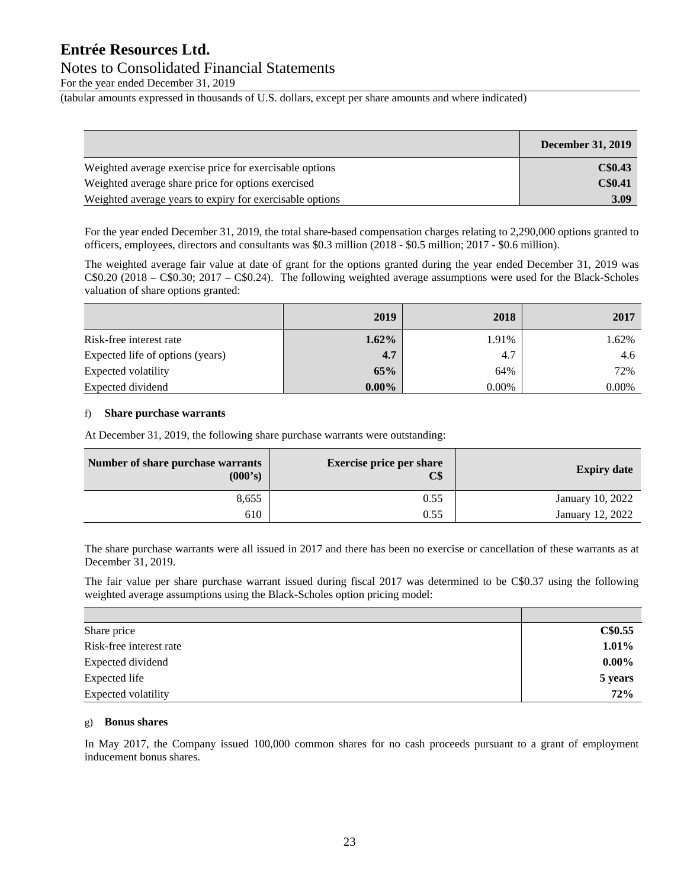| | December 31, 2019 |
|---|---|
| Weighted average exercise price for exercisable options | C$0.43 |
| Weighted average share price for options exercised | C$0.41 |
| Weighted average years to expiry for exercisable options | 3.09 |

For the year ended December 31, 2019, the total share-based compensation charges relating to 2,290,000 options granted to officers, employees, directors and consultants was $0.3 million (2018 - $0.5 million; 2017 - $0.6 million).

The weighted average fair value at date of grant for the options granted during the year ended December 31, 2019 was C$0.20 (2018 – C$0.30; 2017 – C$0.24). The following weighted average assumptions were used for the Black-Scholes valuation of share options granted:

| | 2019 | 2018 | 2017 |
|---|---|---|---|
| Risk-free interest rate | 1.62% | 1.91% | 1.62% |
| Expected life of options (years) | 4.7 | 4.7 | 4.6 |
| Expected volatility | 65% | 64% | 72% |
| Expected dividend | 0.00% | 0.00% | 0.00% |

f) **Share purchase warrants**

At December 31, 2019, the following share purchase warrants were outstanding:

| Number of share purchase warrants (000's) | Exercise price per share C$ | Expiry date |
|---|---|---|
| 8,655 | 0.55 | January 10, 2022 |
| 610 | 0.55 | January 12, 2022 |

The share purchase warrants were all issued in 2017 and there has been no exercise or cancellation of these warrants as at December 31, 2019.

The fair value per share purchase warrant issued during fiscal 2017 was determined to be C$0.37 using the following weighted average assumptions using the Black-Scholes option pricing model:

| | |
|---|---|
| Share price | C$0.55 |
| Risk-free interest rate | 1.01% |
| Expected dividend | 0.00% |
| Expected life | 5 years |
| Expected volatility | 72% |

g) **Bonus shares**

In May 2017, the Company issued 100,000 common shares for no cash proceeds pursuant to a grant of employment inducement bonus shares.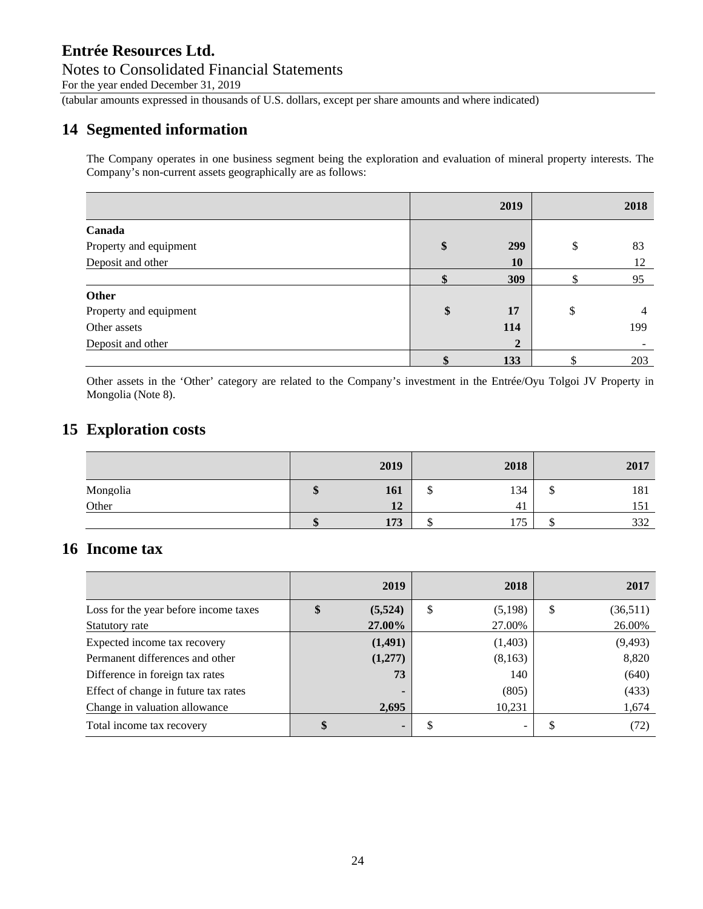## 14 Segmented information

The Company operates in one business segment being the exploration and evaluation of mineral property interests. The Company's non-current assets geographically are as follows:

| | 2019 | 2018 |
|---|---|---|
| **Canada** | | |
| Property and equipment | **$ 299** | $ 83 |
| Deposit and other | **10** | 12 |
| | **$ 309** | $ 95 |
| **Other** | | |
| Property and equipment | **$ 17** | $ 4 |
| Other assets | **114** | 199 |
| Deposit and other | **2** | - |
| | **$ 133** | $ 203 |

Other assets in the 'Other' category are related to the Company's investment in the Entrée/Oyu Tolgoi JV Property in Mongolia (Note 8).

## 15 Exploration costs

| | 2019 | 2018 | 2017 |
|---|---|---|---|
| Mongolia | **$ 161** | $ 134 | $ 181 |
| Other | **12** | 41 | 151 |
| | **$ 173** | $ 175 | $ 332 |

## 16 Income tax

| | 2019 | 2018 | 2017 |
|---|---|---|---|
| Loss for the year before income taxes | **$ (5,524)** | $ (5,198) | $ (36,511) |
| Statutory rate | **27.00%** | 27.00% | 26.00% |
| Expected income tax recovery | **(1,491)** | (1,403) | (9,493) |
| Permanent differences and other | **(1,277)** | (8,163) | 8,820 |
| Difference in foreign tax rates | **73** | 140 | (640) |
| Effect of change in future tax rates | **-** | (805) | (433) |
| Change in valuation allowance | **2,695** | 10,231 | 1,674 |
| Total income tax recovery | **$ -** | $ - | $ (72) |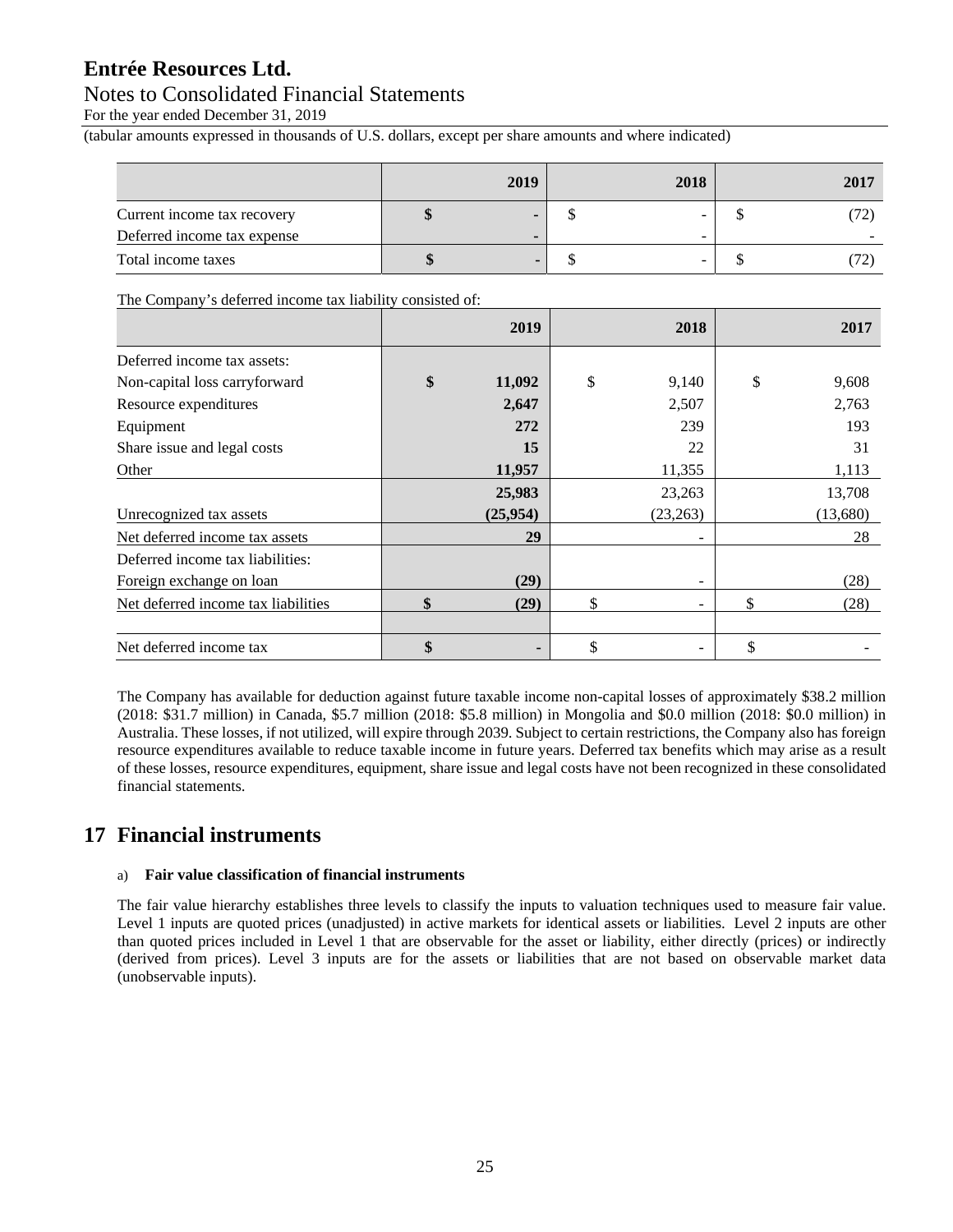|  | 2019 | 2018 | 2017 |
|---|---|---|---|
| Current income tax recovery | $ - | $ - | $ (72) |
| Deferred income tax expense | - | - | - |
| Total income taxes | $ - | $ - | $ (72) |

The Company's deferred income tax liability consisted of:

|  | 2019 | 2018 | 2017 |
|---|---|---|---|
| Deferred income tax assets: |  |  |  |
| Non-capital loss carryforward | $ 11,092 | $ 9,140 | $ 9,608 |
| Resource expenditures | 2,647 | 2,507 | 2,763 |
| Equipment | 272 | 239 | 193 |
| Share issue and legal costs | 15 | 22 | 31 |
| Other | 11,957 | 11,355 | 1,113 |
|  | 25,983 | 23,263 | 13,708 |
| Unrecognized tax assets | (25,954) | (23,263) | (13,680) |
| Net deferred income tax assets | 29 | - | 28 |
| Deferred income tax liabilities: |  |  |  |
| Foreign exchange on loan | (29) | - | (28) |
| Net deferred income tax liabilities | $ (29) | $ - | $ (28) |
|  |  |  |  |
| Net deferred income tax | $ - | $ - | $ - |

The Company has available for deduction against future taxable income non-capital losses of approximately $38.2 million (2018: $31.7 million) in Canada, $5.7 million (2018: $5.8 million) in Mongolia and $0.0 million (2018: $0.0 million) in Australia. These losses, if not utilized, will expire through 2039. Subject to certain restrictions, the Company also has foreign resource expenditures available to reduce taxable income in future years. Deferred tax benefits which may arise as a result of these losses, resource expenditures, equipment, share issue and legal costs have not been recognized in these consolidated financial statements.

# 17 Financial instruments

a) **Fair value classification of financial instruments**

The fair value hierarchy establishes three levels to classify the inputs to valuation techniques used to measure fair value. Level 1 inputs are quoted prices (unadjusted) in active markets for identical assets or liabilities. Level 2 inputs are other than quoted prices included in Level 1 that are observable for the asset or liability, either directly (prices) or indirectly (derived from prices). Level 3 inputs are for the assets or liabilities that are not based on observable market data (unobservable inputs).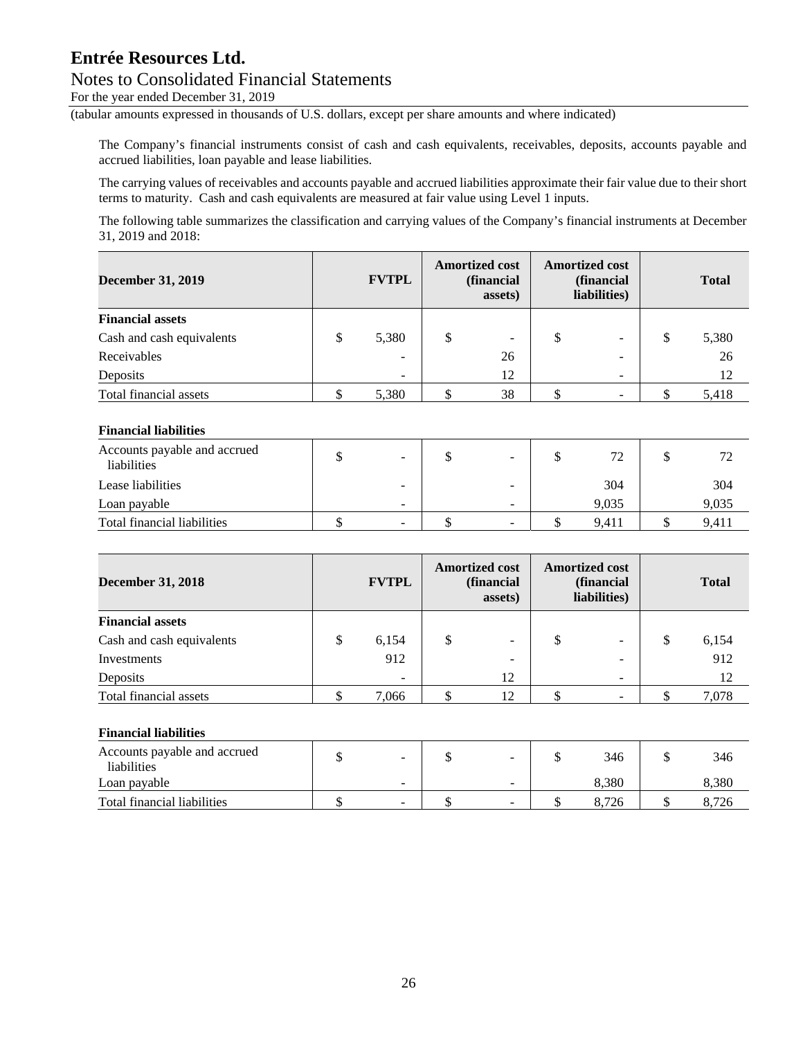The Company's financial instruments consist of cash and cash equivalents, receivables, deposits, accounts payable and accrued liabilities, loan payable and lease liabilities.

The carrying values of receivables and accounts payable and accrued liabilities approximate their fair value due to their short terms to maturity. Cash and cash equivalents are measured at fair value using Level 1 inputs.

The following table summarizes the classification and carrying values of the Company's financial instruments at December 31, 2019 and 2018:

| December 31, 2019 | FVTPL | Amortized cost (financial assets) | Amortized cost (financial liabilities) | Total |
|---|---|---|---|---|
| **Financial assets** | | | | |
| Cash and cash equivalents | $ 5,380 | $ - | $ - | $ 5,380 |
| Receivables | - | 26 | - | 26 |
| Deposits | - | 12 | - | 12 |
| Total financial assets | $ 5,380 | $ 38 | $ - | $ 5,418 |
| **Financial liabilities** | | | | |
| Accounts payable and accrued liabilities | $ - | $ - | $ 72 | $ 72 |
| Lease liabilities | - | - | 304 | 304 |
| Loan payable | - | - | 9,035 | 9,035 |
| Total financial liabilities | $ - | $ - | $ 9,411 | $ 9,411 |

| December 31, 2018 | FVTPL | Amortized cost (financial assets) | Amortized cost (financial liabilities) | Total |
|---|---|---|---|---|
| **Financial assets** | | | | |
| Cash and cash equivalents | $ 6,154 | $ - | $ - | $ 6,154 |
| Investments | 912 | - | - | 912 |
| Deposits | - | 12 | - | 12 |
| Total financial assets | $ 7,066 | $ 12 | $ - | $ 7,078 |
| **Financial liabilities** | | | | |
| Accounts payable and accrued liabilities | $ - | $ - | $ 346 | $ 346 |
| Loan payable | - | - | 8,380 | 8,380 |
| Total financial liabilities | $ - | $ - | $ 8,726 | $ 8,726 |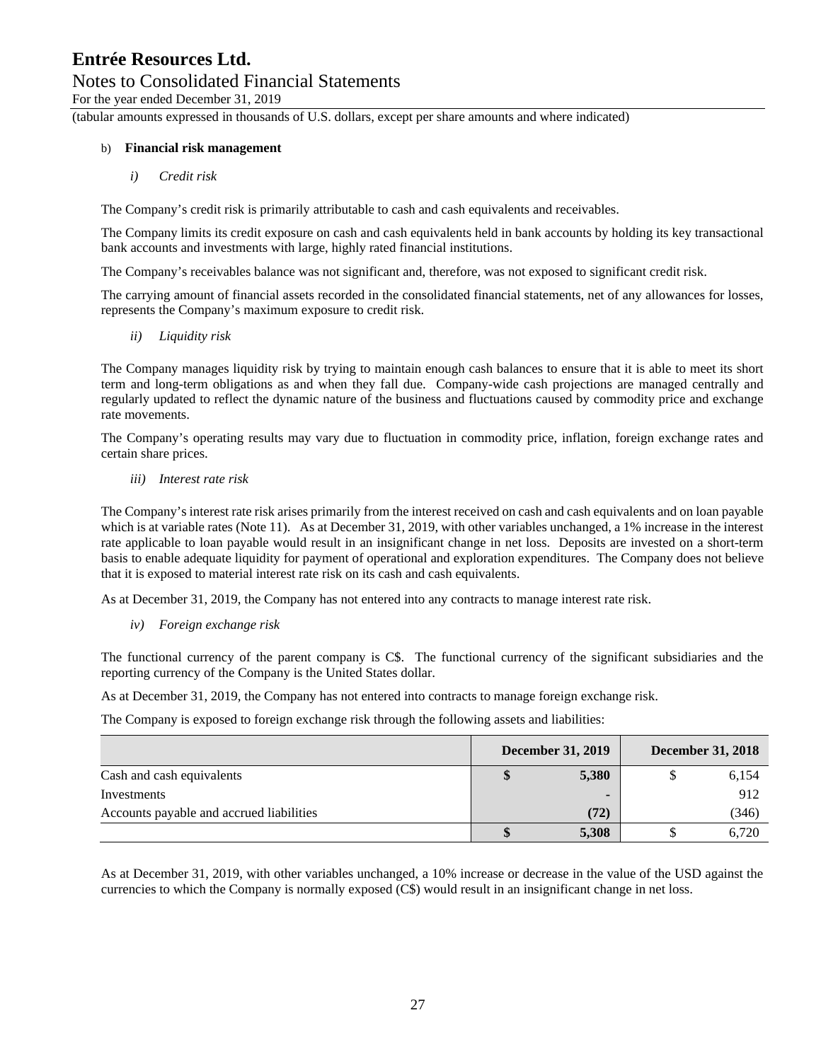b) **Financial risk management**

*i) Credit risk*

The Company's credit risk is primarily attributable to cash and cash equivalents and receivables.

The Company limits its credit exposure on cash and cash equivalents held in bank accounts by holding its key transactional bank accounts and investments with large, highly rated financial institutions.

The Company's receivables balance was not significant and, therefore, was not exposed to significant credit risk.

The carrying amount of financial assets recorded in the consolidated financial statements, net of any allowances for losses, represents the Company's maximum exposure to credit risk.

*ii) Liquidity risk*

The Company manages liquidity risk by trying to maintain enough cash balances to ensure that it is able to meet its short term and long-term obligations as and when they fall due. Company-wide cash projections are managed centrally and regularly updated to reflect the dynamic nature of the business and fluctuations caused by commodity price and exchange rate movements.

The Company's operating results may vary due to fluctuation in commodity price, inflation, foreign exchange rates and certain share prices.

*iii) Interest rate risk*

The Company's interest rate risk arises primarily from the interest received on cash and cash equivalents and on loan payable which is at variable rates (Note 11). As at December 31, 2019, with other variables unchanged, a 1% increase in the interest rate applicable to loan payable would result in an insignificant change in net loss. Deposits are invested on a short-term basis to enable adequate liquidity for payment of operational and exploration expenditures. The Company does not believe that it is exposed to material interest rate risk on its cash and cash equivalents.

As at December 31, 2019, the Company has not entered into any contracts to manage interest rate risk.

*iv) Foreign exchange risk*

The functional currency of the parent company is C$. The functional currency of the significant subsidiaries and the reporting currency of the Company is the United States dollar.

As at December 31, 2019, the Company has not entered into contracts to manage foreign exchange risk.

The Company is exposed to foreign exchange risk through the following assets and liabilities:

| | December 31, 2019 | December 31, 2018 |
|---|---|---|
| Cash and cash equivalents | **$ 5,380** | $ 6,154 |
| Investments | **-** | 912 |
| Accounts payable and accrued liabilities | **(72)** | (346) |
| | **$ 5,308** | $ 6,720 |

As at December 31, 2019, with other variables unchanged, a 10% increase or decrease in the value of the USD against the currencies to which the Company is normally exposed (C$) would result in an insignificant change in net loss.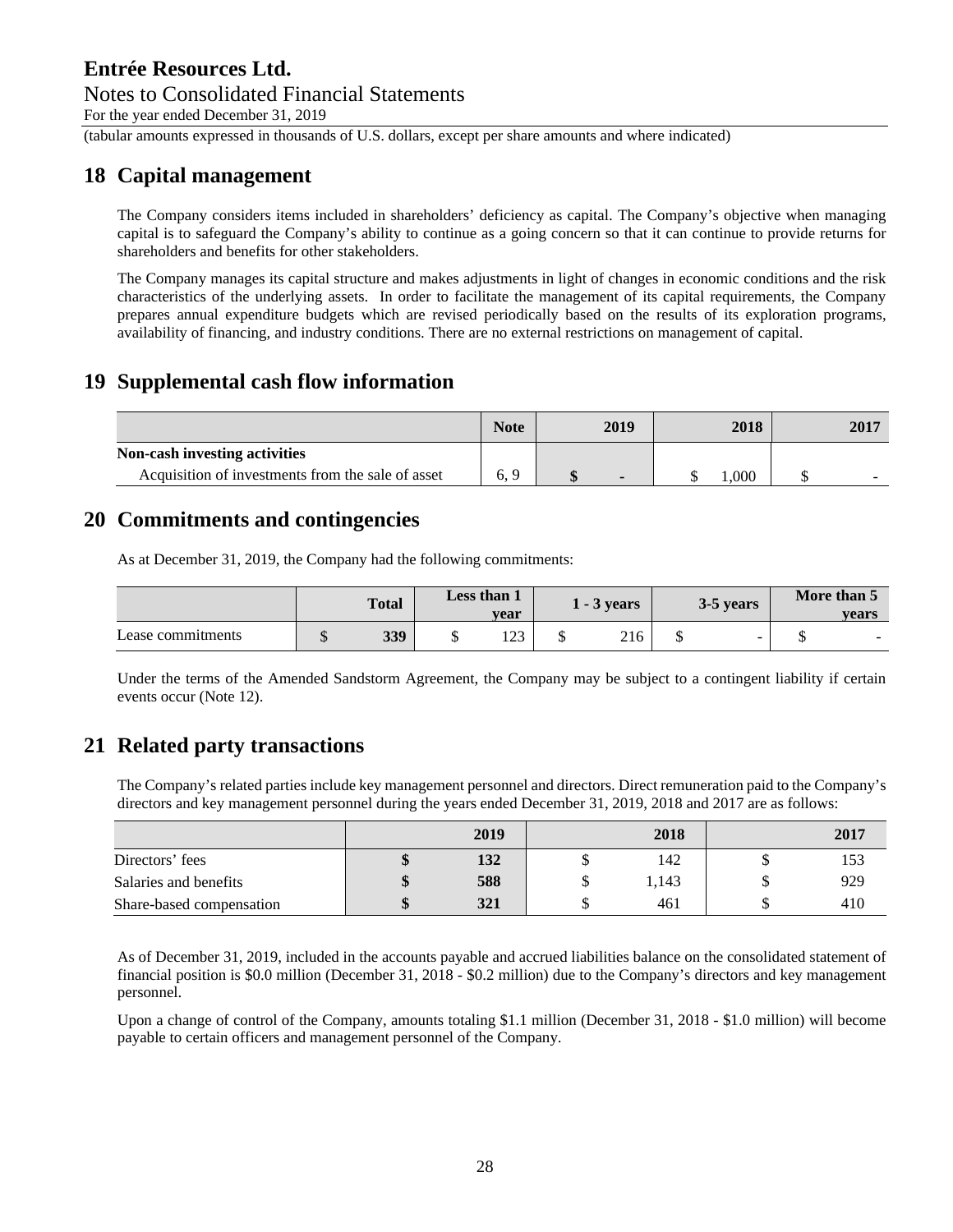## 18 Capital management

The Company considers items included in shareholders' deficiency as capital. The Company's objective when managing capital is to safeguard the Company's ability to continue as a going concern so that it can continue to provide returns for shareholders and benefits for other stakeholders.

The Company manages its capital structure and makes adjustments in light of changes in economic conditions and the risk characteristics of the underlying assets. In order to facilitate the management of its capital requirements, the Company prepares annual expenditure budgets which are revised periodically based on the results of its exploration programs, availability of financing, and industry conditions. There are no external restrictions on management of capital.

## 19 Supplemental cash flow information

| | Note | 2019 | 2018 | 2017 |
|---|---|---|---|---|
| **Non-cash investing activities** | | | | |
| Acquisition of investments from the sale of asset | 6, 9 | **$ -** | $ 1,000 | $ - |

## 20 Commitments and contingencies

As at December 31, 2019, the Company had the following commitments:

| | Total | Less than 1 year | 1 - 3 years | 3-5 years | More than 5 years |
|---|---|---|---|---|---|
| Lease commitments | $ **339** | $ 123 | $ 216 | $ - | $ - |

Under the terms of the Amended Sandstorm Agreement, the Company may be subject to a contingent liability if certain events occur (Note 12).

## 21 Related party transactions

The Company's related parties include key management personnel and directors. Direct remuneration paid to the Company's directors and key management personnel during the years ended December 31, 2019, 2018 and 2017 are as follows:

| | 2019 | 2018 | 2017 |
|---|---|---|---|
| Directors' fees | **$ 132** | $ 142 | $ 153 |
| Salaries and benefits | **$ 588** | $ 1,143 | $ 929 |
| Share-based compensation | **$ 321** | $ 461 | $ 410 |

As of December 31, 2019, included in the accounts payable and accrued liabilities balance on the consolidated statement of financial position is $0.0 million (December 31, 2018 - $0.2 million) due to the Company's directors and key management personnel.

Upon a change of control of the Company, amounts totaling $1.1 million (December 31, 2018 - $1.0 million) will become payable to certain officers and management personnel of the Company.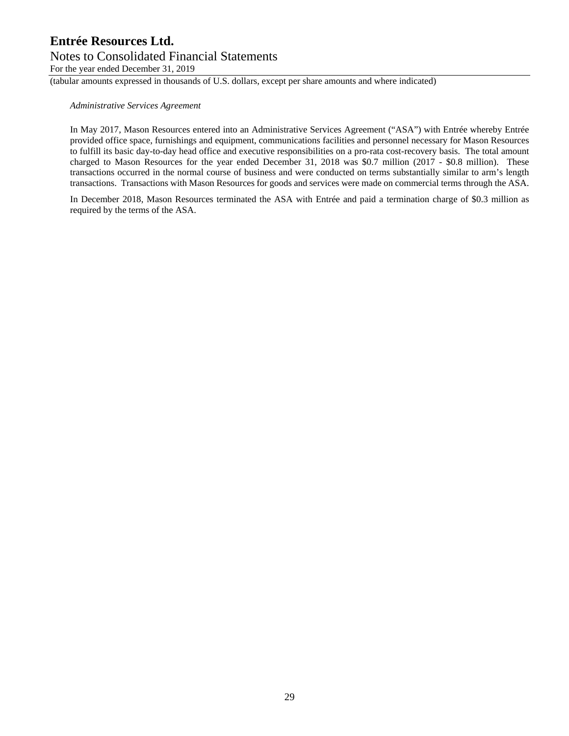*Administrative Services Agreement*

In May 2017, Mason Resources entered into an Administrative Services Agreement ("ASA") with Entrée whereby Entrée provided office space, furnishings and equipment, communications facilities and personnel necessary for Mason Resources to fulfill its basic day-to-day head office and executive responsibilities on a pro-rata cost-recovery basis. The total amount charged to Mason Resources for the year ended December 31, 2018 was $0.7 million (2017 - $0.8 million). These transactions occurred in the normal course of business and were conducted on terms substantially similar to arm's length transactions. Transactions with Mason Resources for goods and services were made on commercial terms through the ASA.

In December 2018, Mason Resources terminated the ASA with Entrée and paid a termination charge of $0.3 million as required by the terms of the ASA.